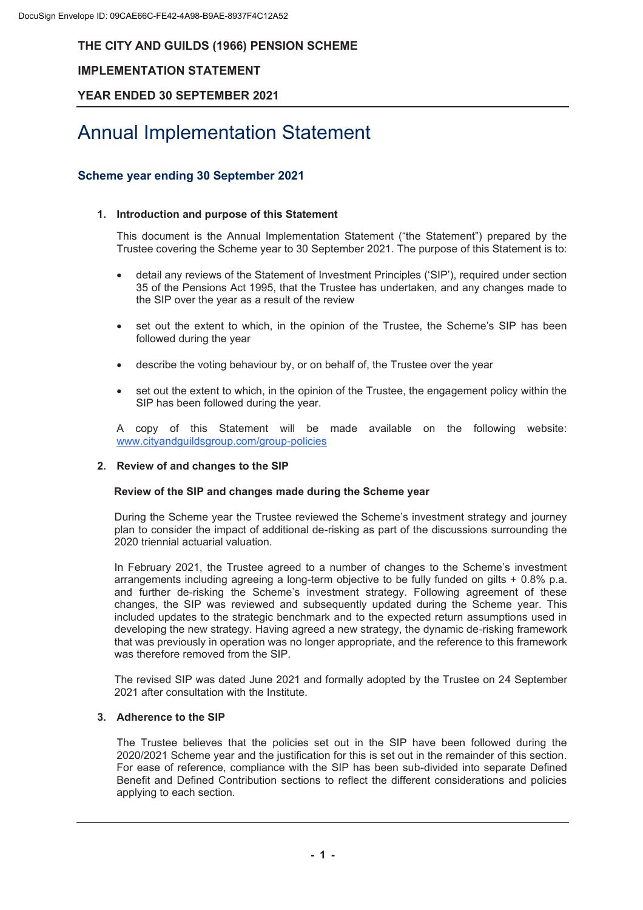THE CITY AND GUILDS (1966) PENSION SCHEME

IMPLEMENTATION STATEMENT

YEAR ENDED 30 SEPTEMBER 2021

# Annual Implementation Statement

## Scheme year ending 30 September 2021

### 1. Introduction and purpose of this Statement

This document is the Annual Implementation Statement ("the Statement") prepared by the Trustee covering the Scheme year to 30 September 2021. The purpose of this Statement is to:

- detail any reviews of the Statement of Investment Principles ('SIP'), required under section 35 of the Pensions Act 1995, that the Trustee has undertaken, and any changes made to the SIP over the year as a result of the review
- set out the extent to which, in the opinion of the Trustee, the Scheme's SIP has been followed during the year
- describe the voting behaviour by, or on behalf of, the Trustee over the year
- set out the extent to which, in the opinion of the Trustee, the engagement policy within the SIP has been followed during the year.

A copy of this Statement will be made available on the following website: www.cityandguildsgroup.com/group-policies

### 2. Review of and changes to the SIP

**Review of the SIP and changes made during the Scheme year**

During the Scheme year the Trustee reviewed the Scheme's investment strategy and journey plan to consider the impact of additional de-risking as part of the discussions surrounding the 2020 triennial actuarial valuation.

In February 2021, the Trustee agreed to a number of changes to the Scheme's investment arrangements including agreeing a long-term objective to be fully funded on gilts + 0.8% p.a. and further de-risking the Scheme's investment strategy. Following agreement of these changes, the SIP was reviewed and subsequently updated during the Scheme year. This included updates to the strategic benchmark and to the expected return assumptions used in developing the new strategy. Having agreed a new strategy, the dynamic de-risking framework that was previously in operation was no longer appropriate, and the reference to this framework was therefore removed from the SIP.

The revised SIP was dated June 2021 and formally adopted by the Trustee on 24 September 2021 after consultation with the Institute.

### 3. Adherence to the SIP

The Trustee believes that the policies set out in the SIP have been followed during the 2020/2021 Scheme year and the justification for this is set out in the remainder of this section. For ease of reference, compliance with the SIP has been sub-divided into separate Defined Benefit and Defined Contribution sections to reflect the different considerations and policies applying to each section.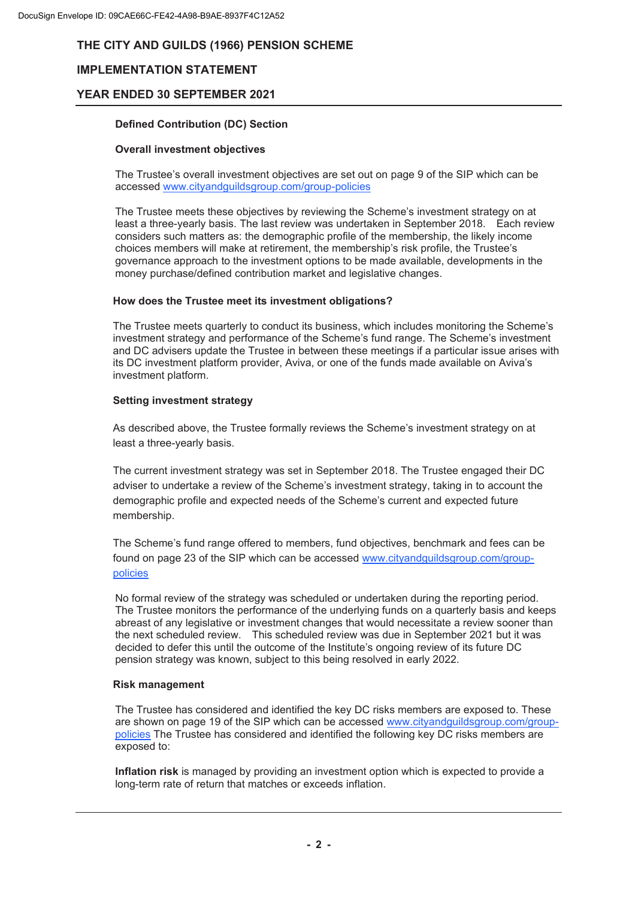# THE CITY AND GUILDS (1966) PENSION SCHEME

## IMPLEMENTATION STATEMENT

## YEAR ENDED 30 SEPTEMBER 2021

### Defined Contribution (DC) Section

#### Overall investment objectives

The Trustee's overall investment objectives are set out on page 9 of the SIP which can be accessed www.cityandguildsgroup.com/group-policies

The Trustee meets these objectives by reviewing the Scheme's investment strategy on at least a three-yearly basis. The last review was undertaken in September 2018. Each review considers such matters as: the demographic profile of the membership, the likely income choices members will make at retirement, the membership's risk profile, the Trustee's governance approach to the investment options to be made available, developments in the money purchase/defined contribution market and legislative changes.

#### How does the Trustee meet its investment obligations?

The Trustee meets quarterly to conduct its business, which includes monitoring the Scheme's investment strategy and performance of the Scheme's fund range. The Scheme's investment and DC advisers update the Trustee in between these meetings if a particular issue arises with its DC investment platform provider, Aviva, or one of the funds made available on Aviva's investment platform.

#### Setting investment strategy

As described above, the Trustee formally reviews the Scheme's investment strategy on at least a three-yearly basis.

The current investment strategy was set in September 2018. The Trustee engaged their DC adviser to undertake a review of the Scheme's investment strategy, taking in to account the demographic profile and expected needs of the Scheme's current and expected future membership.

The Scheme's fund range offered to members, fund objectives, benchmark and fees can be found on page 23 of the SIP which can be accessed www.cityandguildsgroup.com/group-policies

No formal review of the strategy was scheduled or undertaken during the reporting period. The Trustee monitors the performance of the underlying funds on a quarterly basis and keeps abreast of any legislative or investment changes that would necessitate a review sooner than the next scheduled review. This scheduled review was due in September 2021 but it was decided to defer this until the outcome of the Institute's ongoing review of its future DC pension strategy was known, subject to this being resolved in early 2022.

#### Risk management

The Trustee has considered and identified the key DC risks members are exposed to. These are shown on page 19 of the SIP which can be accessed www.cityandguildsgroup.com/group-policies The Trustee has considered and identified the following key DC risks members are exposed to:

**Inflation risk** is managed by providing an investment option which is expected to provide a long-term rate of return that matches or exceeds inflation.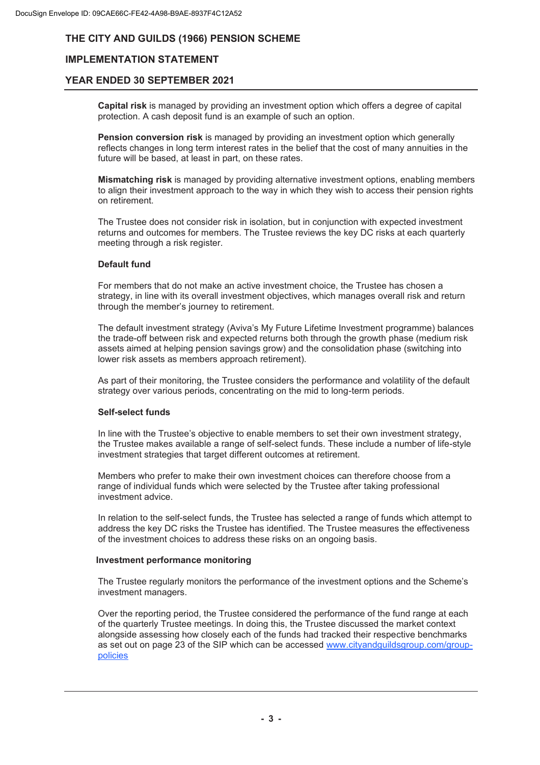**Capital risk** is managed by providing an investment option which offers a degree of capital protection. A cash deposit fund is an example of such an option.

**Pension conversion risk** is managed by providing an investment option which generally reflects changes in long term interest rates in the belief that the cost of many annuities in the future will be based, at least in part, on these rates.

**Mismatching risk** is managed by providing alternative investment options, enabling members to align their investment approach to the way in which they wish to access their pension rights on retirement.

The Trustee does not consider risk in isolation, but in conjunction with expected investment returns and outcomes for members. The Trustee reviews the key DC risks at each quarterly meeting through a risk register.

**Default fund**

For members that do not make an active investment choice, the Trustee has chosen a strategy, in line with its overall investment objectives, which manages overall risk and return through the member's journey to retirement.

The default investment strategy (Aviva's My Future Lifetime Investment programme) balances the trade-off between risk and expected returns both through the growth phase (medium risk assets aimed at helping pension savings grow) and the consolidation phase (switching into lower risk assets as members approach retirement).

As part of their monitoring, the Trustee considers the performance and volatility of the default strategy over various periods, concentrating on the mid to long-term periods.

**Self-select funds**

In line with the Trustee's objective to enable members to set their own investment strategy, the Trustee makes available a range of self-select funds. These include a number of life-style investment strategies that target different outcomes at retirement.

Members who prefer to make their own investment choices can therefore choose from a range of individual funds which were selected by the Trustee after taking professional investment advice.

In relation to the self-select funds, the Trustee has selected a range of funds which attempt to address the key DC risks the Trustee has identified. The Trustee measures the effectiveness of the investment choices to address these risks on an ongoing basis.

**Investment performance monitoring**

The Trustee regularly monitors the performance of the investment options and the Scheme's investment managers.

Over the reporting period, the Trustee considered the performance of the fund range at each of the quarterly Trustee meetings. In doing this, the Trustee discussed the market context alongside assessing how closely each of the funds had tracked their respective benchmarks as set out on page 23 of the SIP which can be accessed [www.cityandguildsgroup.com/group-policies](www.cityandguildsgroup.com/group-policies)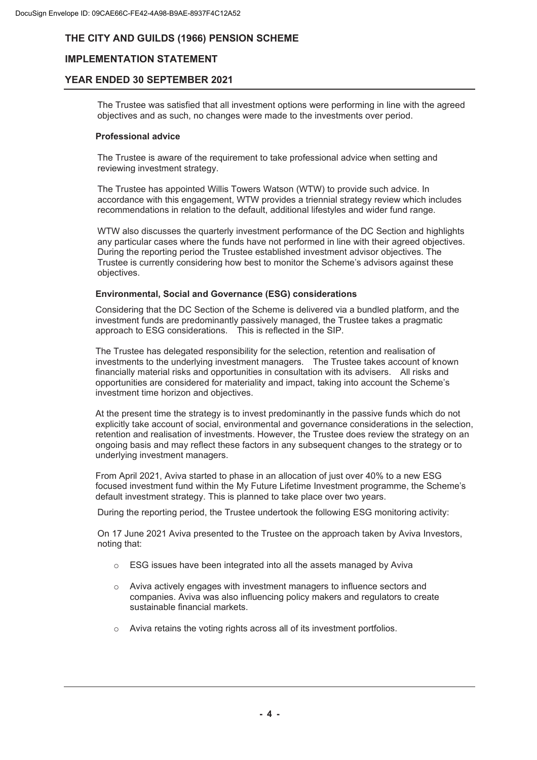The Trustee was satisfied that all investment options were performing in line with the agreed objectives and as such, no changes were made to the investments over period.

**Professional advice**

The Trustee is aware of the requirement to take professional advice when setting and reviewing investment strategy.

The Trustee has appointed Willis Towers Watson (WTW) to provide such advice. In accordance with this engagement, WTW provides a triennial strategy review which includes recommendations in relation to the default, additional lifestyles and wider fund range.

WTW also discusses the quarterly investment performance of the DC Section and highlights any particular cases where the funds have not performed in line with their agreed objectives. During the reporting period the Trustee established investment advisor objectives. The Trustee is currently considering how best to monitor the Scheme's advisors against these objectives.

**Environmental, Social and Governance (ESG) considerations**

Considering that the DC Section of the Scheme is delivered via a bundled platform, and the investment funds are predominantly passively managed, the Trustee takes a pragmatic approach to ESG considerations. This is reflected in the SIP.

The Trustee has delegated responsibility for the selection, retention and realisation of investments to the underlying investment managers. The Trustee takes account of known financially material risks and opportunities in consultation with its advisers. All risks and opportunities are considered for materiality and impact, taking into account the Scheme's investment time horizon and objectives.

At the present time the strategy is to invest predominantly in the passive funds which do not explicitly take account of social, environmental and governance considerations in the selection, retention and realisation of investments. However, the Trustee does review the strategy on an ongoing basis and may reflect these factors in any subsequent changes to the strategy or to underlying investment managers.

From April 2021, Aviva started to phase in an allocation of just over 40% to a new ESG focused investment fund within the My Future Lifetime Investment programme, the Scheme's default investment strategy. This is planned to take place over two years.

During the reporting period, the Trustee undertook the following ESG monitoring activity:

On 17 June 2021 Aviva presented to the Trustee on the approach taken by Aviva Investors, noting that:

- ESG issues have been integrated into all the assets managed by Aviva
- Aviva actively engages with investment managers to influence sectors and companies. Aviva was also influencing policy makers and regulators to create sustainable financial markets.
- Aviva retains the voting rights across all of its investment portfolios.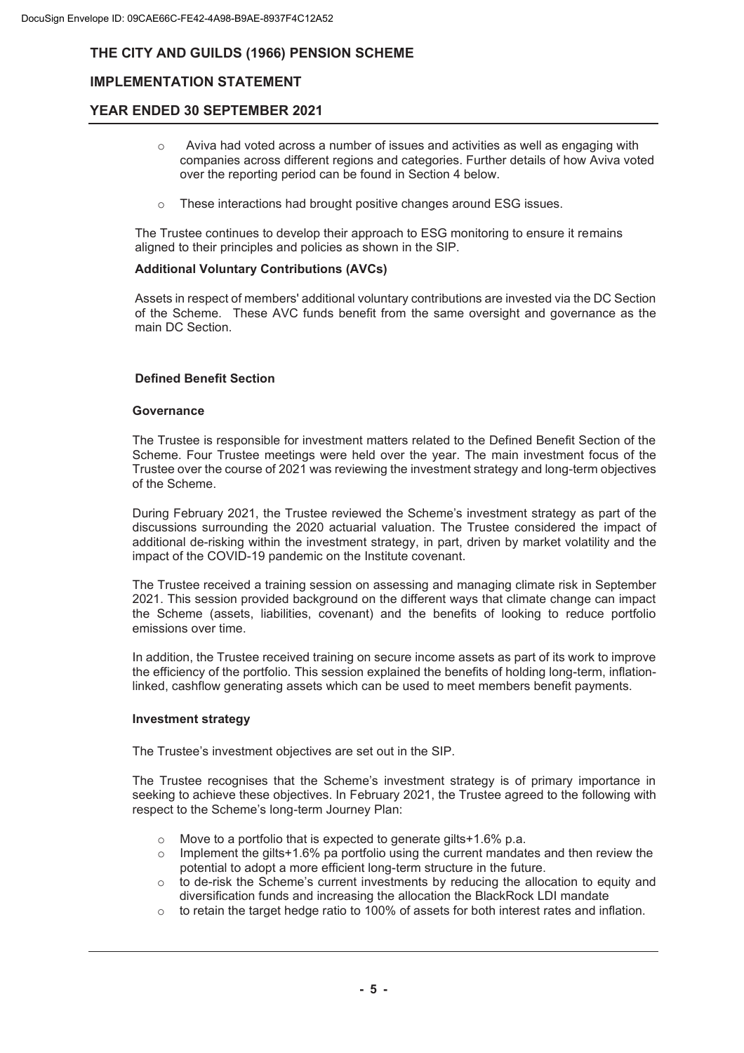- Aviva had voted across a number of issues and activities as well as engaging with companies across different regions and categories. Further details of how Aviva voted over the reporting period can be found in Section 4 below.
- These interactions had brought positive changes around ESG issues.

The Trustee continues to develop their approach to ESG monitoring to ensure it remains aligned to their principles and policies as shown in the SIP.

**Additional Voluntary Contributions (AVCs)**

Assets in respect of members' additional voluntary contributions are invested via the DC Section of the Scheme. These AVC funds benefit from the same oversight and governance as the main DC Section.

**Defined Benefit Section**

**Governance**

The Trustee is responsible for investment matters related to the Defined Benefit Section of the Scheme. Four Trustee meetings were held over the year. The main investment focus of the Trustee over the course of 2021 was reviewing the investment strategy and long-term objectives of the Scheme.

During February 2021, the Trustee reviewed the Scheme's investment strategy as part of the discussions surrounding the 2020 actuarial valuation. The Trustee considered the impact of additional de-risking within the investment strategy, in part, driven by market volatility and the impact of the COVID-19 pandemic on the Institute covenant.

The Trustee received a training session on assessing and managing climate risk in September 2021. This session provided background on the different ways that climate change can impact the Scheme (assets, liabilities, covenant) and the benefits of looking to reduce portfolio emissions over time.

In addition, the Trustee received training on secure income assets as part of its work to improve the efficiency of the portfolio. This session explained the benefits of holding long-term, inflation-linked, cashflow generating assets which can be used to meet members benefit payments.

**Investment strategy**

The Trustee's investment objectives are set out in the SIP.

The Trustee recognises that the Scheme's investment strategy is of primary importance in seeking to achieve these objectives. In February 2021, the Trustee agreed to the following with respect to the Scheme's long-term Journey Plan:

- Move to a portfolio that is expected to generate gilts+1.6% p.a.
- Implement the gilts+1.6% pa portfolio using the current mandates and then review the potential to adopt a more efficient long-term structure in the future.
- to de-risk the Scheme's current investments by reducing the allocation to equity and diversification funds and increasing the allocation the BlackRock LDI mandate
- to retain the target hedge ratio to 100% of assets for both interest rates and inflation.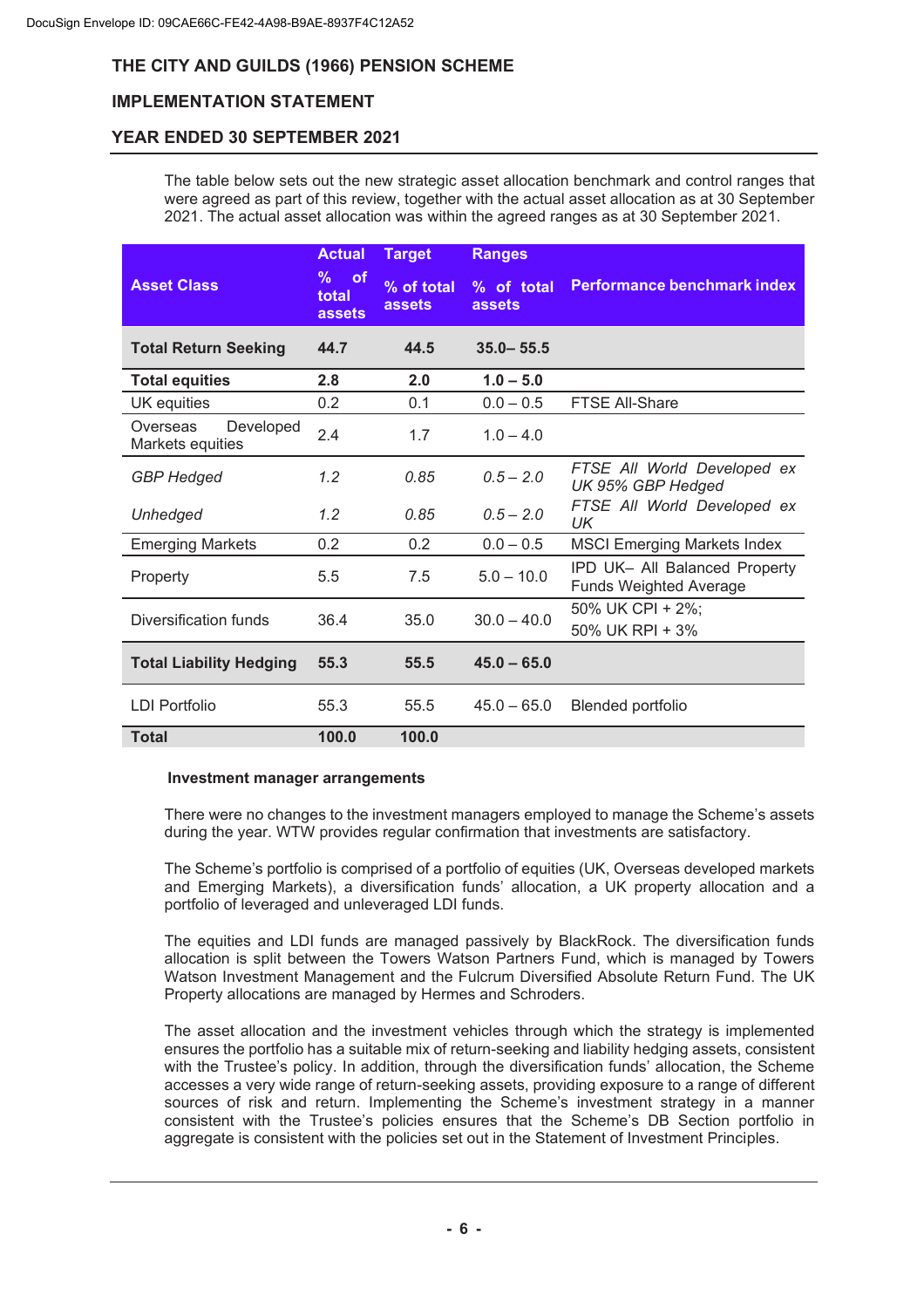# THE CITY AND GUILDS (1966) PENSION SCHEME

## IMPLEMENTATION STATEMENT

## YEAR ENDED 30 SEPTEMBER 2021

The table below sets out the new strategic asset allocation benchmark and control ranges that were agreed as part of this review, together with the actual asset allocation as at 30 September 2021. The actual asset allocation was within the agreed ranges as at 30 September 2021.

| Asset Class | Actual<br>% of total assets | Target<br>% of total assets | Ranges<br>% of total assets | Performance benchmark index |
|---|---|---|---|---|
| **Total Return Seeking** | **44.7** | **44.5** | **35.0– 55.5** | |
| **Total equities** | **2.8** | **2.0** | **1.0 – 5.0** | |
| UK equities | 0.2 | 0.1 | 0.0 – 0.5 | FTSE All-Share |
| Overseas Developed Markets equities | 2.4 | 1.7 | 1.0 – 4.0 | |
| *GBP Hedged* | *1.2* | *0.85* | *0.5 – 2.0* | *FTSE All World Developed ex UK 95% GBP Hedged* |
| *Unhedged* | *1.2* | *0.85* | *0.5 – 2.0* | *FTSE All World Developed ex UK* |
| Emerging Markets | 0.2 | 0.2 | 0.0 – 0.5 | MSCI Emerging Markets Index |
| Property | 5.5 | 7.5 | 5.0 – 10.0 | IPD UK– All Balanced Property Funds Weighted Average |
| Diversification funds | 36.4 | 35.0 | 30.0 – 40.0 | 50% UK CPI + 2%;<br>50% UK RPI + 3% |
| **Total Liability Hedging** | **55.3** | **55.5** | **45.0 – 65.0** | |
| LDI Portfolio | 55.3 | 55.5 | 45.0 – 65.0 | Blended portfolio |
| **Total** | **100.0** | **100.0** | | |

**Investment manager arrangements**

There were no changes to the investment managers employed to manage the Scheme's assets during the year. WTW provides regular confirmation that investments are satisfactory.

The Scheme's portfolio is comprised of a portfolio of equities (UK, Overseas developed markets and Emerging Markets), a diversification funds' allocation, a UK property allocation and a portfolio of leveraged and unleveraged LDI funds.

The equities and LDI funds are managed passively by BlackRock. The diversification funds allocation is split between the Towers Watson Partners Fund, which is managed by Towers Watson Investment Management and the Fulcrum Diversified Absolute Return Fund. The UK Property allocations are managed by Hermes and Schroders.

The asset allocation and the investment vehicles through which the strategy is implemented ensures the portfolio has a suitable mix of return-seeking and liability hedging assets, consistent with the Trustee's policy. In addition, through the diversification funds' allocation, the Scheme accesses a very wide range of return-seeking assets, providing exposure to a range of different sources of risk and return. Implementing the Scheme's investment strategy in a manner consistent with the Trustee's policies ensures that the Scheme's DB Section portfolio in aggregate is consistent with the policies set out in the Statement of Investment Principles.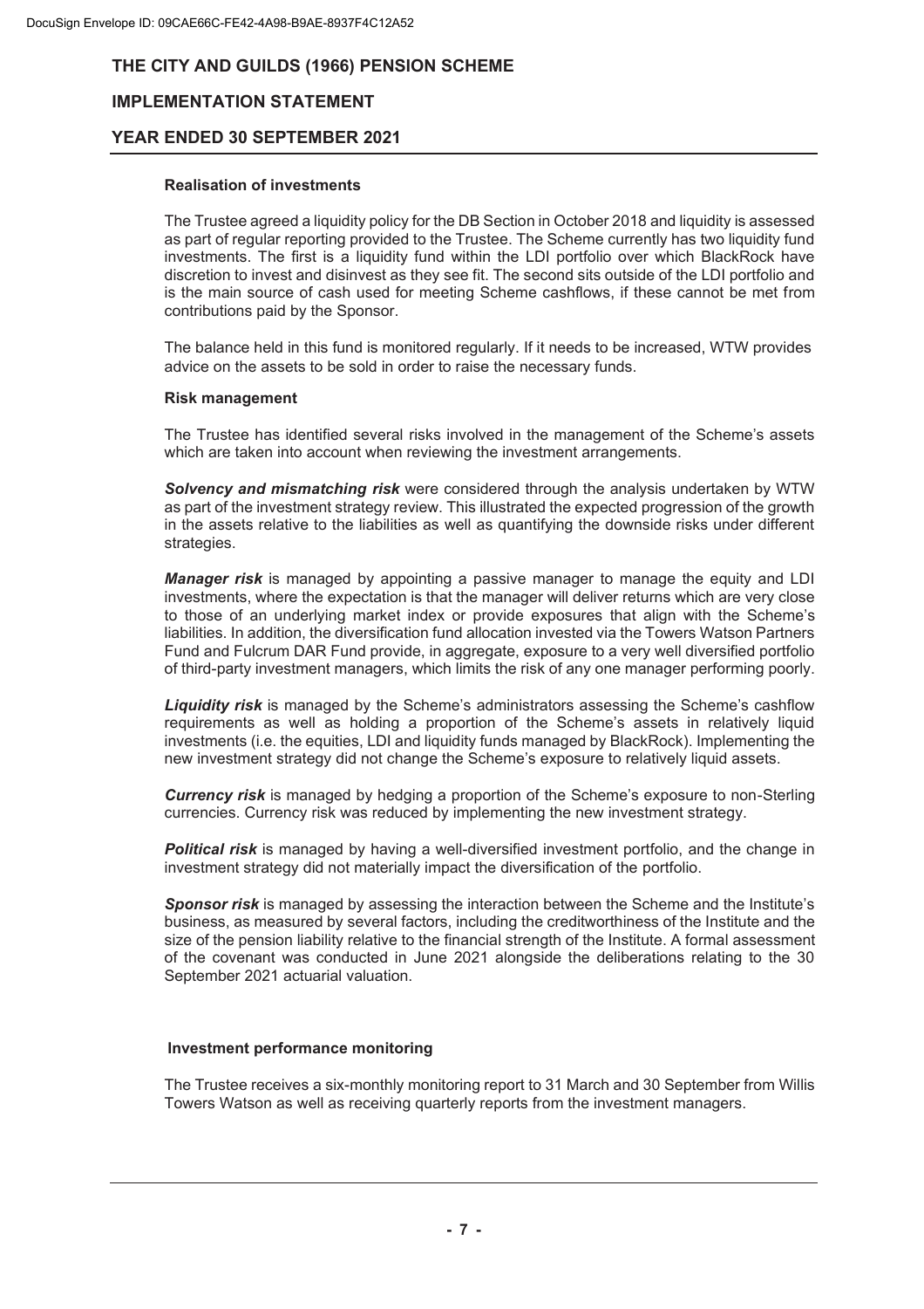#### Realisation of investments

The Trustee agreed a liquidity policy for the DB Section in October 2018 and liquidity is assessed as part of regular reporting provided to the Trustee. The Scheme currently has two liquidity fund investments. The first is a liquidity fund within the LDI portfolio over which BlackRock have discretion to invest and disinvest as they see fit. The second sits outside of the LDI portfolio and is the main source of cash used for meeting Scheme cashflows, if these cannot be met from contributions paid by the Sponsor.

The balance held in this fund is monitored regularly. If it needs to be increased, WTW provides advice on the assets to be sold in order to raise the necessary funds.

#### Risk management

The Trustee has identified several risks involved in the management of the Scheme's assets which are taken into account when reviewing the investment arrangements.

***Solvency and mismatching risk*** were considered through the analysis undertaken by WTW as part of the investment strategy review. This illustrated the expected progression of the growth in the assets relative to the liabilities as well as quantifying the downside risks under different strategies.

***Manager risk*** is managed by appointing a passive manager to manage the equity and LDI investments, where the expectation is that the manager will deliver returns which are very close to those of an underlying market index or provide exposures that align with the Scheme's liabilities. In addition, the diversification fund allocation invested via the Towers Watson Partners Fund and Fulcrum DAR Fund provide, in aggregate, exposure to a very well diversified portfolio of third-party investment managers, which limits the risk of any one manager performing poorly.

***Liquidity risk*** is managed by the Scheme's administrators assessing the Scheme's cashflow requirements as well as holding a proportion of the Scheme's assets in relatively liquid investments (i.e. the equities, LDI and liquidity funds managed by BlackRock). Implementing the new investment strategy did not change the Scheme's exposure to relatively liquid assets.

***Currency risk*** is managed by hedging a proportion of the Scheme's exposure to non-Sterling currencies. Currency risk was reduced by implementing the new investment strategy.

***Political risk*** is managed by having a well-diversified investment portfolio, and the change in investment strategy did not materially impact the diversification of the portfolio.

***Sponsor risk*** is managed by assessing the interaction between the Scheme and the Institute's business, as measured by several factors, including the creditworthiness of the Institute and the size of the pension liability relative to the financial strength of the Institute. A formal assessment of the covenant was conducted in June 2021 alongside the deliberations relating to the 30 September 2021 actuarial valuation.

#### Investment performance monitoring

The Trustee receives a six-monthly monitoring report to 31 March and 30 September from Willis Towers Watson as well as receiving quarterly reports from the investment managers.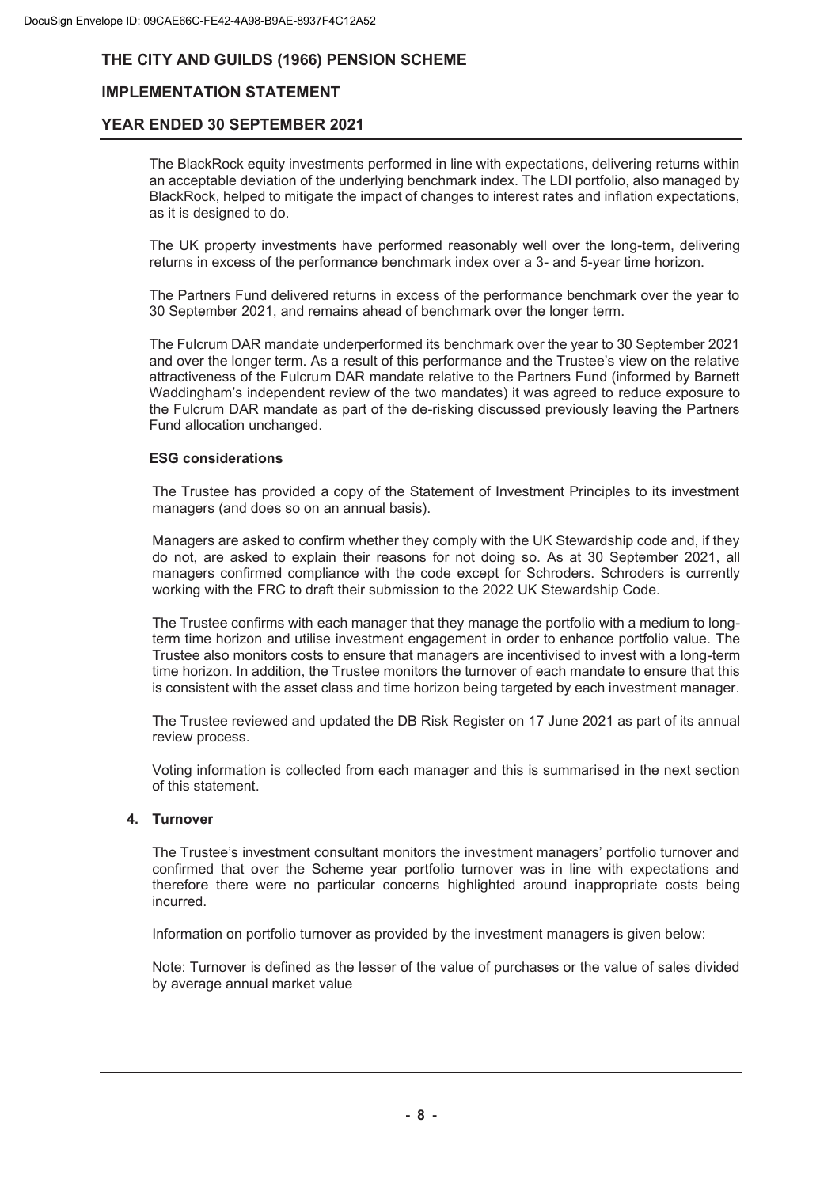The BlackRock equity investments performed in line with expectations, delivering returns within an acceptable deviation of the underlying benchmark index. The LDI portfolio, also managed by BlackRock, helped to mitigate the impact of changes to interest rates and inflation expectations, as it is designed to do.

The UK property investments have performed reasonably well over the long-term, delivering returns in excess of the performance benchmark index over a 3- and 5-year time horizon.

The Partners Fund delivered returns in excess of the performance benchmark over the year to 30 September 2021, and remains ahead of benchmark over the longer term.

The Fulcrum DAR mandate underperformed its benchmark over the year to 30 September 2021 and over the longer term. As a result of this performance and the Trustee's view on the relative attractiveness of the Fulcrum DAR mandate relative to the Partners Fund (informed by Barnett Waddingham's independent review of the two mandates) it was agreed to reduce exposure to the Fulcrum DAR mandate as part of the de-risking discussed previously leaving the Partners Fund allocation unchanged.

### ESG considerations

The Trustee has provided a copy of the Statement of Investment Principles to its investment managers (and does so on an annual basis).

Managers are asked to confirm whether they comply with the UK Stewardship code and, if they do not, are asked to explain their reasons for not doing so. As at 30 September 2021, all managers confirmed compliance with the code except for Schroders. Schroders is currently working with the FRC to draft their submission to the 2022 UK Stewardship Code.

The Trustee confirms with each manager that they manage the portfolio with a medium to long-term time horizon and utilise investment engagement in order to enhance portfolio value. The Trustee also monitors costs to ensure that managers are incentivised to invest with a long-term time horizon. In addition, the Trustee monitors the turnover of each mandate to ensure that this is consistent with the asset class and time horizon being targeted by each investment manager.

The Trustee reviewed and updated the DB Risk Register on 17 June 2021 as part of its annual review process.

Voting information is collected from each manager and this is summarised in the next section of this statement.

## 4. Turnover

The Trustee's investment consultant monitors the investment managers' portfolio turnover and confirmed that over the Scheme year portfolio turnover was in line with expectations and therefore there were no particular concerns highlighted around inappropriate costs being incurred.

Information on portfolio turnover as provided by the investment managers is given below:

Note: Turnover is defined as the lesser of the value of purchases or the value of sales divided by average annual market value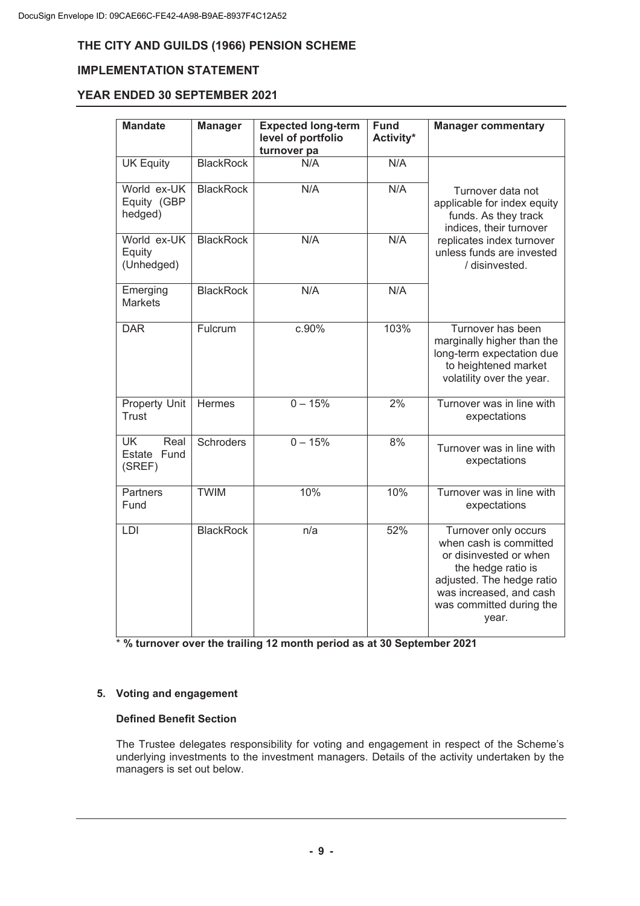# THE CITY AND GUILDS (1966) PENSION SCHEME

## IMPLEMENTATION STATEMENT

## YEAR ENDED 30 SEPTEMBER 2021

| Mandate | Manager | Expected long-term level of portfolio turnover pa | Fund Activity* | Manager commentary |
|---|---|---|---|---|
| UK Equity | BlackRock | N/A | N/A | Turnover data not applicable for index equity funds. As they track indices, their turnover replicates index turnover unless funds are invested / disinvested. |
| World ex-UK Equity (GBP hedged) | BlackRock | N/A | N/A | |
| World ex-UK Equity (Unhedged) | BlackRock | N/A | N/A | |
| Emerging Markets | BlackRock | N/A | N/A | |
| DAR | Fulcrum | c.90% | 103% | Turnover has been marginally higher than the long-term expectation due to heightened market volatility over the year. |
| Property Unit Trust | Hermes | 0 – 15% | 2% | Turnover was in line with expectations |
| UK Real Estate Fund (SREF) | Schroders | 0 – 15% | 8% | Turnover was in line with expectations |
| Partners Fund | TWIM | 10% | 10% | Turnover was in line with expectations |
| LDI | BlackRock | n/a | 52% | Turnover only occurs when cash is committed or disinvested or when the hedge ratio is adjusted. The hedge ratio was increased, and cash was committed during the year. |

\* **% turnover over the trailing 12 month period as at 30 September 2021**

**5. Voting and engagement**

**Defined Benefit Section**

The Trustee delegates responsibility for voting and engagement in respect of the Scheme's underlying investments to the investment managers. Details of the activity undertaken by the managers is set out below.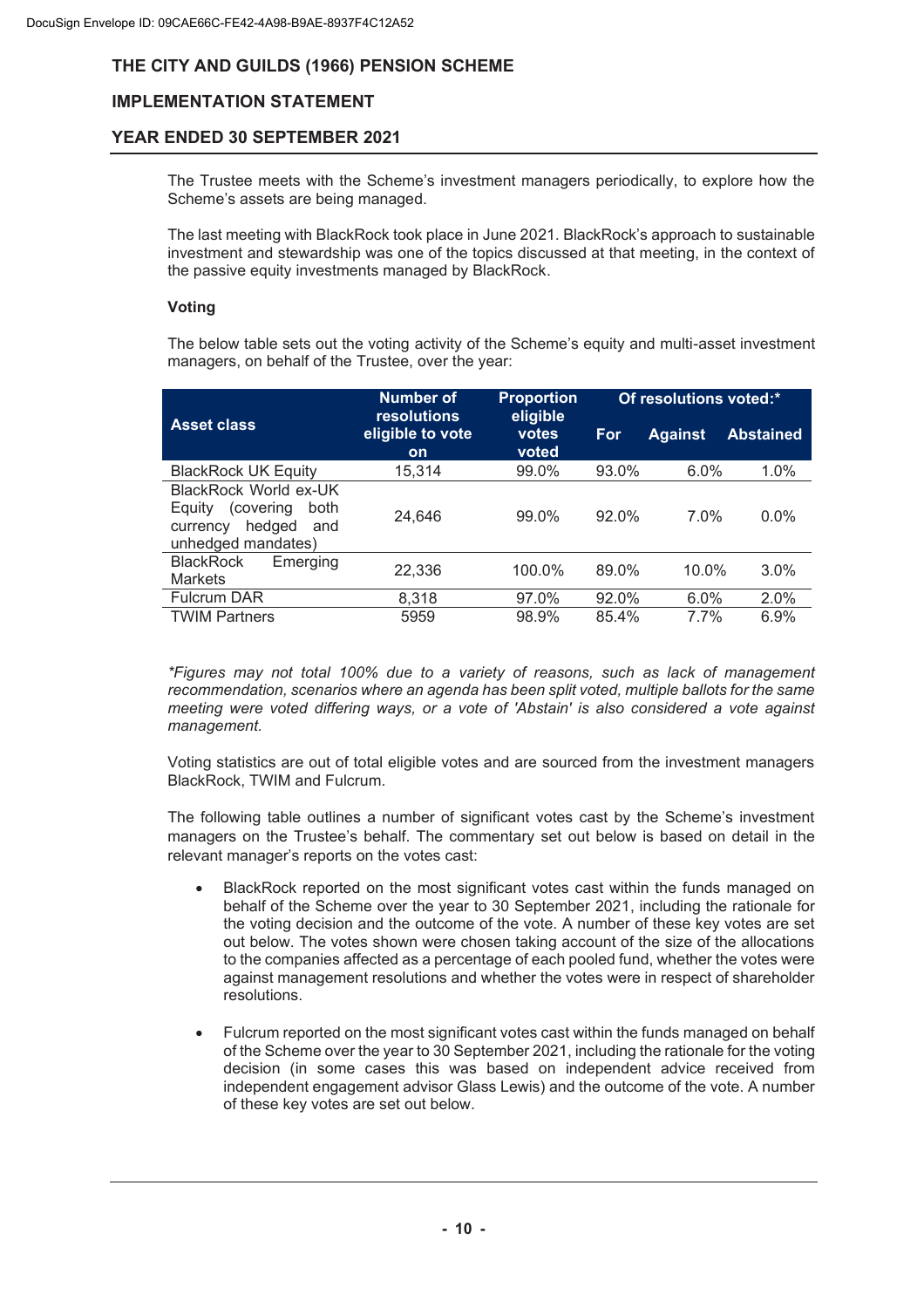# THE CITY AND GUILDS (1966) PENSION SCHEME

## IMPLEMENTATION STATEMENT

## YEAR ENDED 30 SEPTEMBER 2021

The Trustee meets with the Scheme's investment managers periodically, to explore how the Scheme's assets are being managed.

The last meeting with BlackRock took place in June 2021. BlackRock's approach to sustainable investment and stewardship was one of the topics discussed at that meeting, in the context of the passive equity investments managed by BlackRock.

### Voting

The below table sets out the voting activity of the Scheme's equity and multi-asset investment managers, on behalf of the Trustee, over the year:

| Asset class | Number of resolutions eligible to vote on | Proportion eligible votes voted | Of resolutions voted:* | | |
|---|---|---|---|---|---|
| | | | For | Against | Abstained |
| BlackRock UK Equity | 15,314 | 99.0% | 93.0% | 6.0% | 1.0% |
| BlackRock World ex-UK Equity (covering both currency hedged and unhedged mandates) | 24,646 | 99.0% | 92.0% | 7.0% | 0.0% |
| BlackRock Emerging Markets | 22,336 | 100.0% | 89.0% | 10.0% | 3.0% |
| Fulcrum DAR | 8,318 | 97.0% | 92.0% | 6.0% | 2.0% |
| TWIM Partners | 5959 | 98.9% | 85.4% | 7.7% | 6.9% |

*\*Figures may not total 100% due to a variety of reasons, such as lack of management recommendation, scenarios where an agenda has been split voted, multiple ballots for the same meeting were voted differing ways, or a vote of 'Abstain' is also considered a vote against management.*

Voting statistics are out of total eligible votes and are sourced from the investment managers BlackRock, TWIM and Fulcrum.

The following table outlines a number of significant votes cast by the Scheme's investment managers on the Trustee's behalf. The commentary set out below is based on detail in the relevant manager's reports on the votes cast:

- BlackRock reported on the most significant votes cast within the funds managed on behalf of the Scheme over the year to 30 September 2021, including the rationale for the voting decision and the outcome of the vote. A number of these key votes are set out below. The votes shown were chosen taking account of the size of the allocations to the companies affected as a percentage of each pooled fund, whether the votes were against management resolutions and whether the votes were in respect of shareholder resolutions.

- Fulcrum reported on the most significant votes cast within the funds managed on behalf of the Scheme over the year to 30 September 2021, including the rationale for the voting decision (in some cases this was based on independent advice received from independent engagement advisor Glass Lewis) and the outcome of the vote. A number of these key votes are set out below.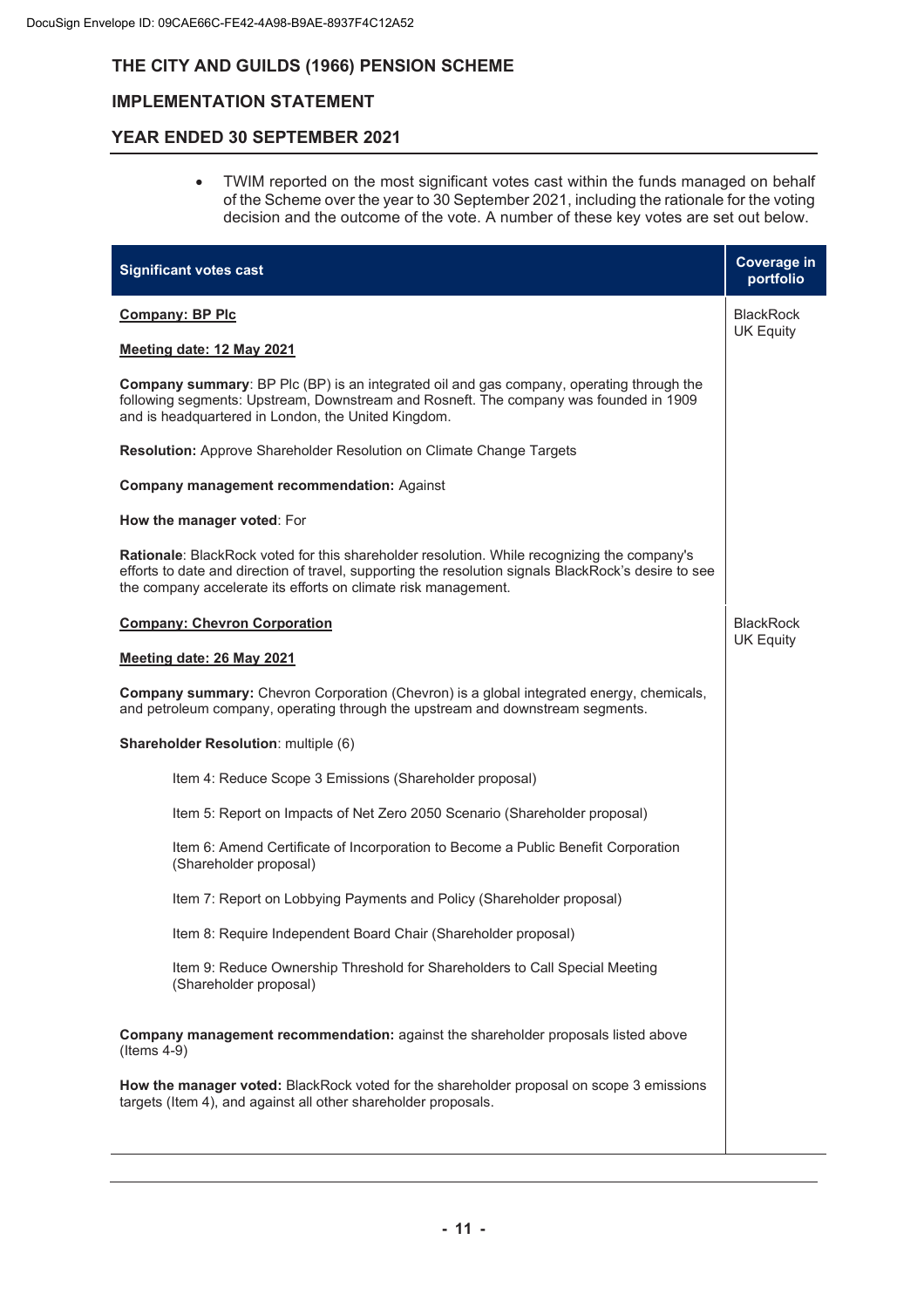# THE CITY AND GUILDS (1966) PENSION SCHEME

## IMPLEMENTATION STATEMENT

## YEAR ENDED 30 SEPTEMBER 2021

- TWIM reported on the most significant votes cast within the funds managed on behalf of the Scheme over the year to 30 September 2021, including the rationale for the voting decision and the outcome of the vote. A number of these key votes are set out below.

| Significant votes cast | Coverage in portfolio |
|---|---|
| **Company: BP Plc**<br><br>**Meeting date: 12 May 2021**<br><br>**Company summary**: BP Plc (BP) is an integrated oil and gas company, operating through the following segments: Upstream, Downstream and Rosneft. The company was founded in 1909 and is headquartered in London, the United Kingdom.<br><br>**Resolution:** Approve Shareholder Resolution on Climate Change Targets<br><br>**Company management recommendation:** Against<br><br>**How the manager voted**: For<br><br>**Rationale**: BlackRock voted for this shareholder resolution. While recognizing the company's efforts to date and direction of travel, supporting the resolution signals BlackRock's desire to see the company accelerate its efforts on climate risk management. | BlackRock UK Equity |
| **Company: Chevron Corporation**<br><br>**Meeting date: 26 May 2021**<br><br>**Company summary:** Chevron Corporation (Chevron) is a global integrated energy, chemicals, and petroleum company, operating through the upstream and downstream segments.<br><br>**Shareholder Resolution**: multiple (6)<br><br>Item 4: Reduce Scope 3 Emissions (Shareholder proposal)<br><br>Item 5: Report on Impacts of Net Zero 2050 Scenario (Shareholder proposal)<br><br>Item 6: Amend Certificate of Incorporation to Become a Public Benefit Corporation (Shareholder proposal)<br><br>Item 7: Report on Lobbying Payments and Policy (Shareholder proposal)<br><br>Item 8: Require Independent Board Chair (Shareholder proposal)<br><br>Item 9: Reduce Ownership Threshold for Shareholders to Call Special Meeting (Shareholder proposal)<br><br>**Company management recommendation:** against the shareholder proposals listed above (Items 4-9)<br><br>**How the manager voted:** BlackRock voted for the shareholder proposal on scope 3 emissions targets (Item 4), and against all other shareholder proposals. | BlackRock UK Equity |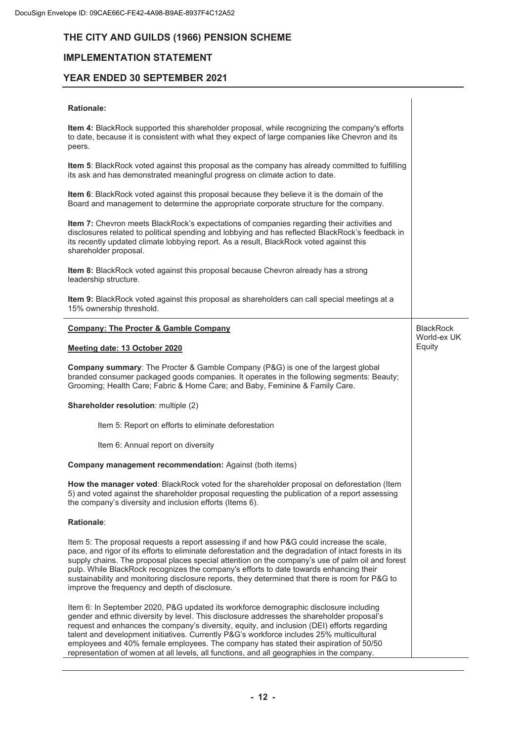**Rationale:**

**Item 4:** BlackRock supported this shareholder proposal, while recognizing the company's efforts to date, because it is consistent with what they expect of large companies like Chevron and its peers.

**Item 5**: BlackRock voted against this proposal as the company has already committed to fulfilling its ask and has demonstrated meaningful progress on climate action to date.

**Item 6**: BlackRock voted against this proposal because they believe it is the domain of the Board and management to determine the appropriate corporate structure for the company.

**Item 7:** Chevron meets BlackRock's expectations of companies regarding their activities and disclosures related to political spending and lobbying and has reflected BlackRock's feedback in its recently updated climate lobbying report. As a result, BlackRock voted against this shareholder proposal.

**Item 8:** BlackRock voted against this proposal because Chevron already has a strong leadership structure.

**Item 9:** BlackRock voted against this proposal as shareholders can call special meetings at a 15% ownership threshold.

---

**Company: The Procter & Gamble Company** — *BlackRock World-ex UK Equity*

**Meeting date: 13 October 2020**

**Company summary**: The Procter & Gamble Company (P&G) is one of the largest global branded consumer packaged goods companies. It operates in the following segments: Beauty; Grooming; Health Care; Fabric & Home Care; and Baby, Feminine & Family Care.

**Shareholder resolution**: multiple (2)

- Item 5: Report on efforts to eliminate deforestation
- Item 6: Annual report on diversity

**Company management recommendation:** Against (both items)

**How the manager voted**: BlackRock voted for the shareholder proposal on deforestation (Item 5) and voted against the shareholder proposal requesting the publication of a report assessing the company's diversity and inclusion efforts (Items 6).

**Rationale**:

Item 5: The proposal requests a report assessing if and how P&G could increase the scale, pace, and rigor of its efforts to eliminate deforestation and the degradation of intact forests in its supply chains. The proposal places special attention on the company's use of palm oil and forest pulp. While BlackRock recognizes the company's efforts to date towards enhancing their sustainability and monitoring disclosure reports, they determined that there is room for P&G to improve the frequency and depth of disclosure.

Item 6: In September 2020, P&G updated its workforce demographic disclosure including gender and ethnic diversity by level. This disclosure addresses the shareholder proposal's request and enhances the company's diversity, equity, and inclusion (DEI) efforts regarding talent and development initiatives. Currently P&G's workforce includes 25% multicultural employees and 40% female employees. The company has stated their aspiration of 50/50 representation of women at all levels, all functions, and all geographies in the company.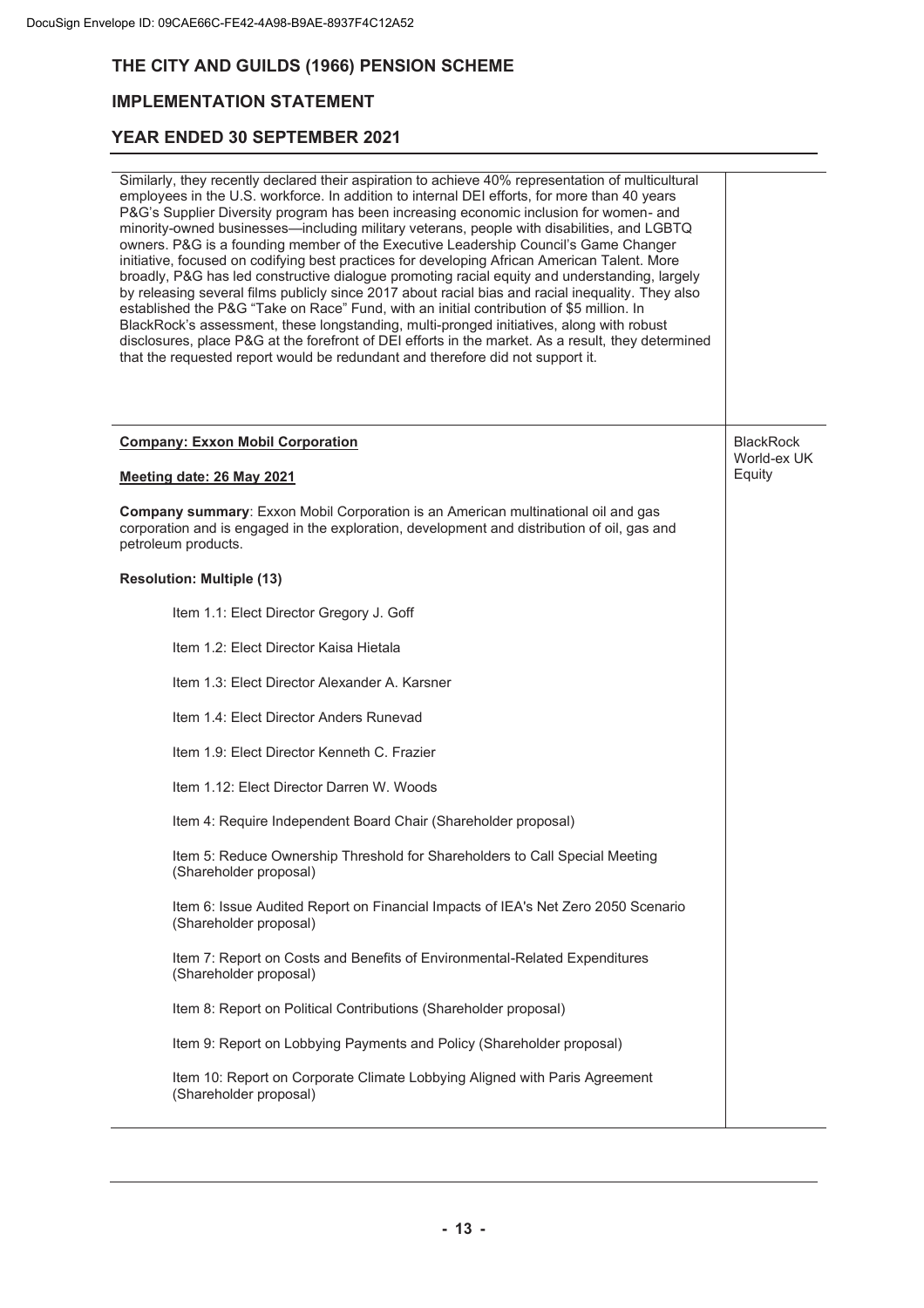| | |
|---|---|
| Similarly, they recently declared their aspiration to achieve 40% representation of multicultural employees in the U.S. workforce. In addition to internal DEI efforts, for more than 40 years P&G's Supplier Diversity program has been increasing economic inclusion for women- and minority-owned businesses—including military veterans, people with disabilities, and LGBTQ owners. P&G is a founding member of the Executive Leadership Council's Game Changer initiative, focused on codifying best practices for developing African American Talent. More broadly, P&G has led constructive dialogue promoting racial equity and understanding, largely by releasing several films publicly since 2017 about racial bias and racial inequality. They also established the P&G "Take on Race" Fund, with an initial contribution of $5 million. In BlackRock's assessment, these longstanding, multi-pronged initiatives, along with robust disclosures, place P&G at the forefront of DEI efforts in the market. As a result, they determined that the requested report would be redundant and therefore did not support it. | |
| **Company: Exxon Mobil Corporation**<br><br>**Meeting date: 26 May 2021**<br><br>**Company summary**: Exxon Mobil Corporation is an American multinational oil and gas corporation and is engaged in the exploration, development and distribution of oil, gas and petroleum products.<br><br>**Resolution: Multiple (13)**<br><br>Item 1.1: Elect Director Gregory J. Goff<br><br>Item 1.2: Elect Director Kaisa Hietala<br><br>Item 1.3: Elect Director Alexander A. Karsner<br><br>Item 1.4: Elect Director Anders Runevad<br><br>Item 1.9: Elect Director Kenneth C. Frazier<br><br>Item 1.12: Elect Director Darren W. Woods<br><br>Item 4: Require Independent Board Chair (Shareholder proposal)<br><br>Item 5: Reduce Ownership Threshold for Shareholders to Call Special Meeting (Shareholder proposal)<br><br>Item 6: Issue Audited Report on Financial Impacts of IEA's Net Zero 2050 Scenario (Shareholder proposal)<br><br>Item 7: Report on Costs and Benefits of Environmental-Related Expenditures (Shareholder proposal)<br><br>Item 8: Report on Political Contributions (Shareholder proposal)<br><br>Item 9: Report on Lobbying Payments and Policy (Shareholder proposal)<br><br>Item 10: Report on Corporate Climate Lobbying Aligned with Paris Agreement (Shareholder proposal) | BlackRock World-ex UK Equity |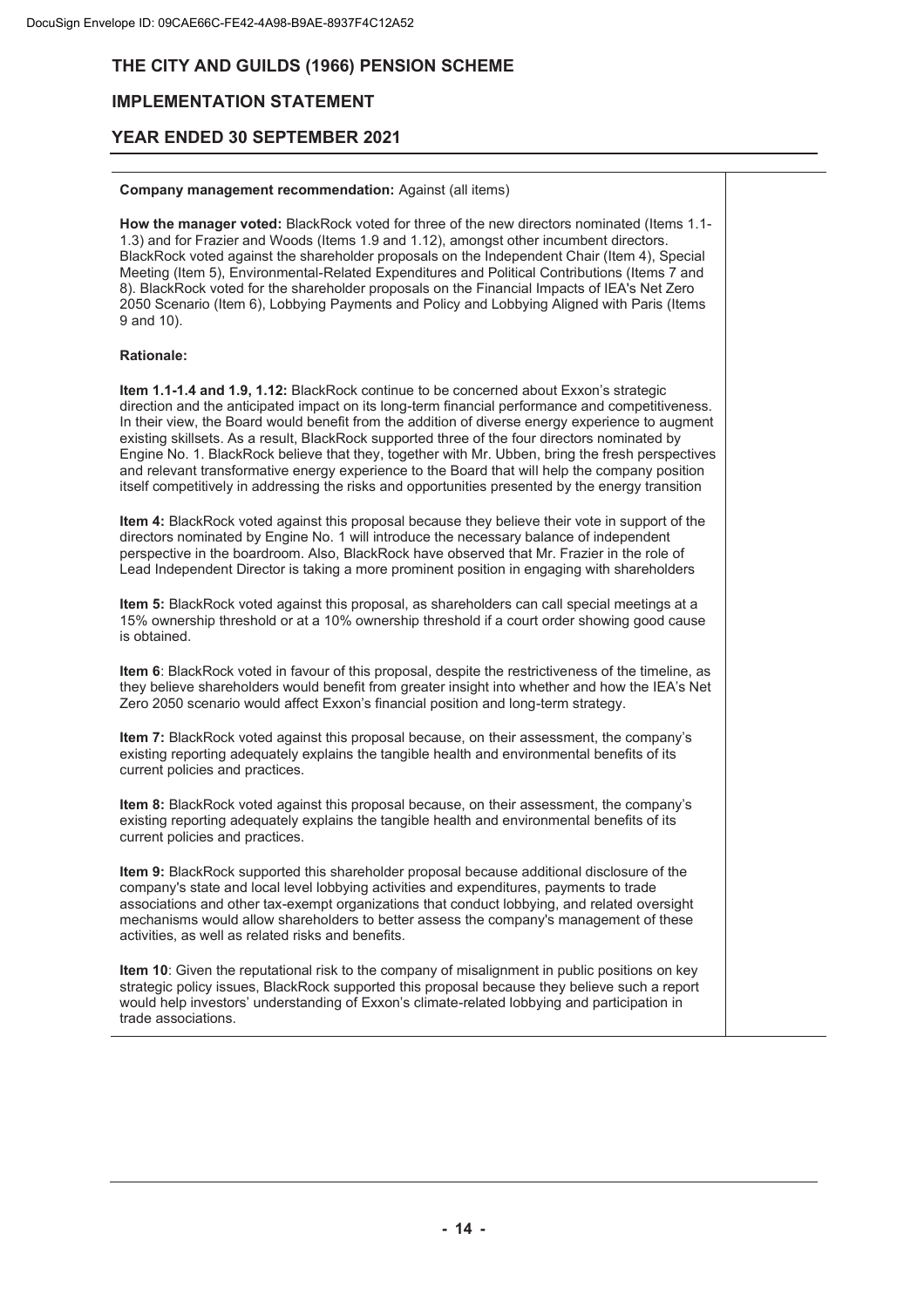# THE CITY AND GUILDS (1966) PENSION SCHEME

## IMPLEMENTATION STATEMENT

## YEAR ENDED 30 SEPTEMBER 2021

**Company management recommendation:** Against (all items)

**How the manager voted:** BlackRock voted for three of the new directors nominated (Items 1.1-1.3) and for Frazier and Woods (Items 1.9 and 1.12), amongst other incumbent directors. BlackRock voted against the shareholder proposals on the Independent Chair (Item 4), Special Meeting (Item 5), Environmental-Related Expenditures and Political Contributions (Items 7 and 8). BlackRock voted for the shareholder proposals on the Financial Impacts of IEA's Net Zero 2050 Scenario (Item 6), Lobbying Payments and Policy and Lobbying Aligned with Paris (Items 9 and 10).

**Rationale:**

**Item 1.1-1.4 and 1.9, 1.12:** BlackRock continue to be concerned about Exxon's strategic direction and the anticipated impact on its long-term financial performance and competitiveness. In their view, the Board would benefit from the addition of diverse energy experience to augment existing skillsets. As a result, BlackRock supported three of the four directors nominated by Engine No. 1. BlackRock believe that they, together with Mr. Ubben, bring the fresh perspectives and relevant transformative energy experience to the Board that will help the company position itself competitively in addressing the risks and opportunities presented by the energy transition

**Item 4:** BlackRock voted against this proposal because they believe their vote in support of the directors nominated by Engine No. 1 will introduce the necessary balance of independent perspective in the boardroom. Also, BlackRock have observed that Mr. Frazier in the role of Lead Independent Director is taking a more prominent position in engaging with shareholders

**Item 5:** BlackRock voted against this proposal, as shareholders can call special meetings at a 15% ownership threshold or at a 10% ownership threshold if a court order showing good cause is obtained.

**Item 6**: BlackRock voted in favour of this proposal, despite the restrictiveness of the timeline, as they believe shareholders would benefit from greater insight into whether and how the IEA's Net Zero 2050 scenario would affect Exxon's financial position and long-term strategy.

**Item 7:** BlackRock voted against this proposal because, on their assessment, the company's existing reporting adequately explains the tangible health and environmental benefits of its current policies and practices.

**Item 8:** BlackRock voted against this proposal because, on their assessment, the company's existing reporting adequately explains the tangible health and environmental benefits of its current policies and practices.

**Item 9:** BlackRock supported this shareholder proposal because additional disclosure of the company's state and local level lobbying activities and expenditures, payments to trade associations and other tax-exempt organizations that conduct lobbying, and related oversight mechanisms would allow shareholders to better assess the company's management of these activities, as well as related risks and benefits.

**Item 10**: Given the reputational risk to the company of misalignment in public positions on key strategic policy issues, BlackRock supported this proposal because they believe such a report would help investors' understanding of Exxon's climate-related lobbying and participation in trade associations.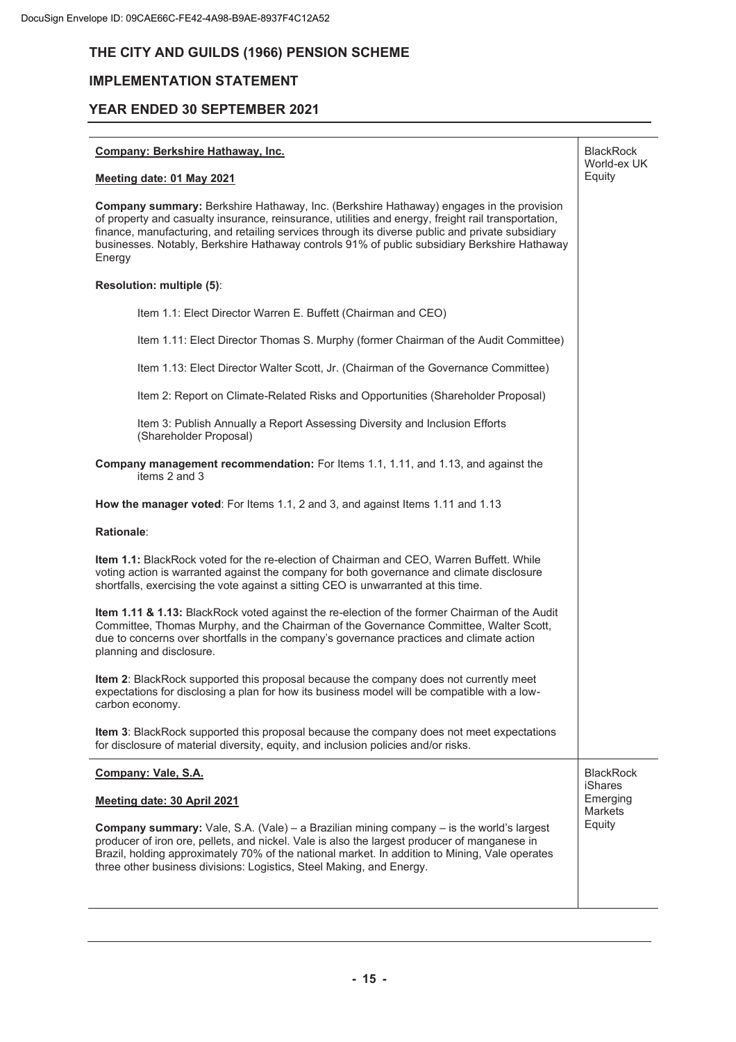# THE CITY AND GUILDS (1966) PENSION SCHEME

## IMPLEMENTATION STATEMENT

## YEAR ENDED 30 SEPTEMBER 2021

| | |
|---|---|
| **Company: Berkshire Hathaway, Inc.**<br><br>**Meeting date: 01 May 2021**<br><br>**Company summary:** Berkshire Hathaway, Inc. (Berkshire Hathaway) engages in the provision of property and casualty insurance, reinsurance, utilities and energy, freight rail transportation, finance, manufacturing, and retailing services through its diverse public and private subsidiary businesses. Notably, Berkshire Hathaway controls 91% of public subsidiary Berkshire Hathaway Energy<br><br>**Resolution: multiple (5)**:<br><br>Item 1.1: Elect Director Warren E. Buffett (Chairman and CEO)<br><br>Item 1.11: Elect Director Thomas S. Murphy (former Chairman of the Audit Committee)<br><br>Item 1.13: Elect Director Walter Scott, Jr. (Chairman of the Governance Committee)<br><br>Item 2: Report on Climate-Related Risks and Opportunities (Shareholder Proposal)<br><br>Item 3: Publish Annually a Report Assessing Diversity and Inclusion Efforts (Shareholder Proposal)<br><br>**Company management recommendation:** For Items 1.1, 1.11, and 1.13, and against the items 2 and 3<br><br>**How the manager voted**: For Items 1.1, 2 and 3, and against Items 1.11 and 1.13<br><br>**Rationale**:<br><br>**Item 1.1:** BlackRock voted for the re-election of Chairman and CEO, Warren Buffett. While voting action is warranted against the company for both governance and climate disclosure shortfalls, exercising the vote against a sitting CEO is unwarranted at this time.<br><br>**Item 1.11 & 1.13:** BlackRock voted against the re-election of the former Chairman of the Audit Committee, Thomas Murphy, and the Chairman of the Governance Committee, Walter Scott, due to concerns over shortfalls in the company's governance practices and climate action planning and disclosure.<br><br>**Item 2**: BlackRock supported this proposal because the company does not currently meet expectations for disclosing a plan for how its business model will be compatible with a low-carbon economy.<br><br>**Item 3**: BlackRock supported this proposal because the company does not meet expectations for disclosure of material diversity, equity, and inclusion policies and/or risks. | BlackRock World-ex UK Equity |
| **Company: Vale, S.A.**<br><br>**Meeting date: 30 April 2021**<br><br>**Company summary:** Vale, S.A. (Vale) – a Brazilian mining company – is the world's largest producer of iron ore, pellets, and nickel. Vale is also the largest producer of manganese in Brazil, holding approximately 70% of the national market. In addition to Mining, Vale operates three other business divisions: Logistics, Steel Making, and Energy. | BlackRock iShares Emerging Markets Equity |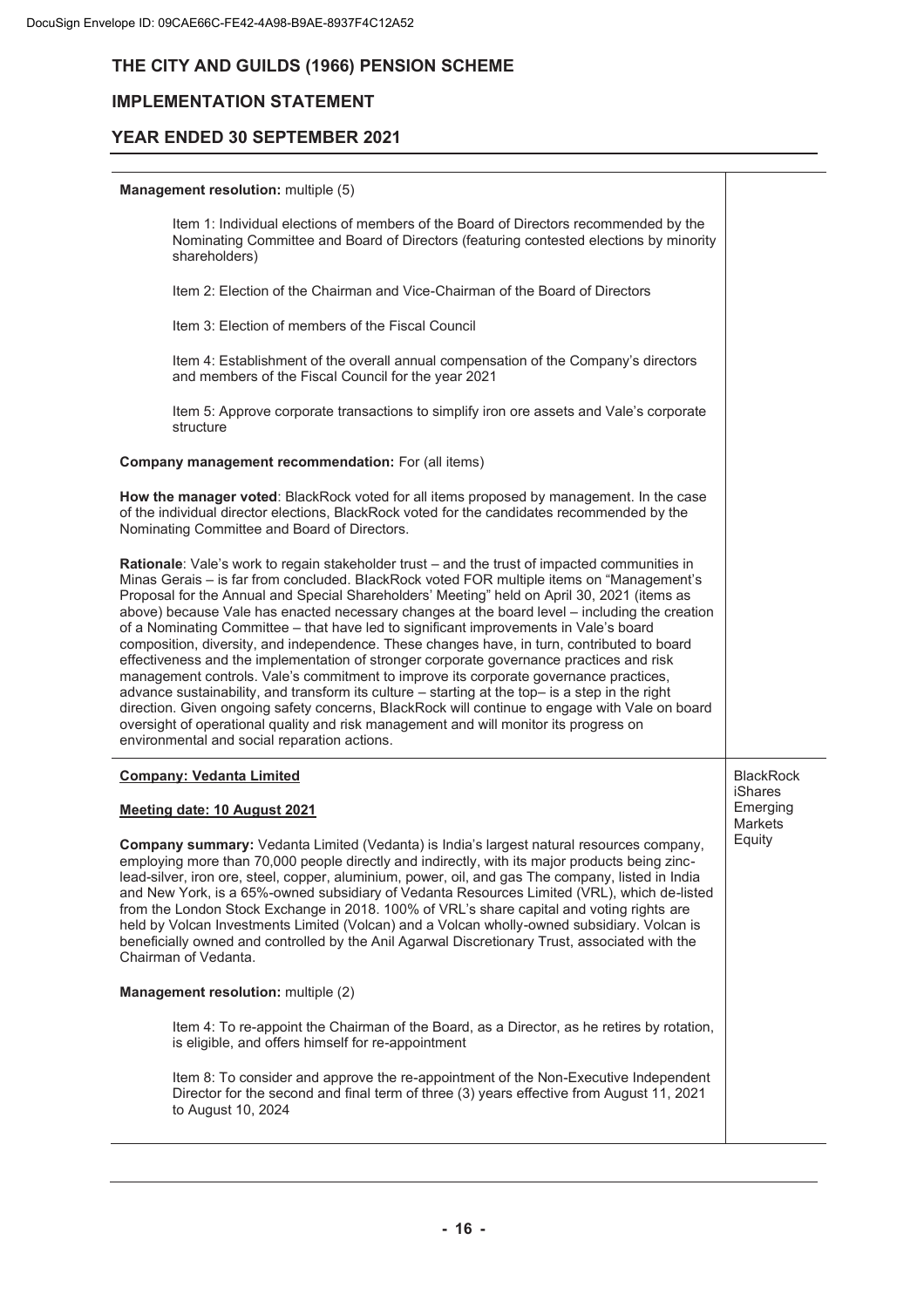# THE CITY AND GUILDS (1966) PENSION SCHEME

## IMPLEMENTATION STATEMENT

## YEAR ENDED 30 SEPTEMBER 2021

**Management resolution:** multiple (5)

> Item 1: Individual elections of members of the Board of Directors recommended by the Nominating Committee and Board of Directors (featuring contested elections by minority shareholders)
>
> Item 2: Election of the Chairman and Vice-Chairman of the Board of Directors
>
> Item 3: Election of members of the Fiscal Council
>
> Item 4: Establishment of the overall annual compensation of the Company's directors and members of the Fiscal Council for the year 2021
>
> Item 5: Approve corporate transactions to simplify iron ore assets and Vale's corporate structure

**Company management recommendation:** For (all items)

**How the manager voted**: BlackRock voted for all items proposed by management. In the case of the individual director elections, BlackRock voted for the candidates recommended by the Nominating Committee and Board of Directors.

**Rationale**: Vale's work to regain stakeholder trust – and the trust of impacted communities in Minas Gerais – is far from concluded. BlackRock voted FOR multiple items on "Management's Proposal for the Annual and Special Shareholders' Meeting" held on April 30, 2021 (items as above) because Vale has enacted necessary changes at the board level – including the creation of a Nominating Committee – that have led to significant improvements in Vale's board composition, diversity, and independence. These changes have, in turn, contributed to board effectiveness and the implementation of stronger corporate governance practices and risk management controls. Vale's commitment to improve its corporate governance practices, advance sustainability, and transform its culture – starting at the top– is a step in the right direction. Given ongoing safety concerns, BlackRock will continue to engage with Vale on board oversight of operational quality and risk management and will monitor its progress on environmental and social reparation actions.

---

**Fund:** BlackRock iShares Emerging Markets Equity

**Company: Vedanta Limited**

**Meeting date: 10 August 2021**

**Company summary:** Vedanta Limited (Vedanta) is India's largest natural resources company, employing more than 70,000 people directly and indirectly, with its major products being zinc-lead-silver, iron ore, steel, copper, aluminium, power, oil, and gas The company, listed in India and New York, is a 65%-owned subsidiary of Vedanta Resources Limited (VRL), which de-listed from the London Stock Exchange in 2018. 100% of VRL's share capital and voting rights are held by Volcan Investments Limited (Volcan) and a Volcan wholly-owned subsidiary. Volcan is beneficially owned and controlled by the Anil Agarwal Discretionary Trust, associated with the Chairman of Vedanta.

**Management resolution:** multiple (2)

> Item 4: To re-appoint the Chairman of the Board, as a Director, as he retires by rotation, is eligible, and offers himself for re-appointment
>
> Item 8: To consider and approve the re-appointment of the Non-Executive Independent Director for the second and final term of three (3) years effective from August 11, 2021 to August 10, 2024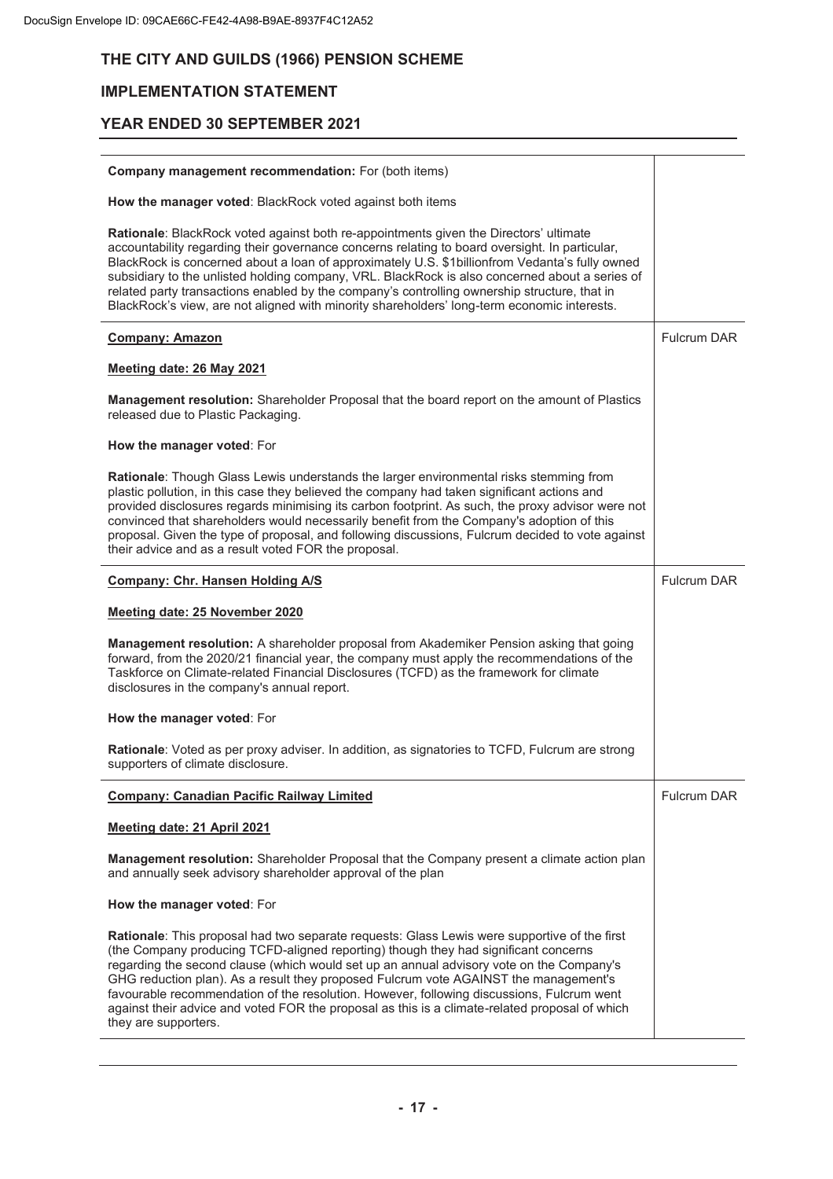| | |
|---|---|
| **Company management recommendation:** For (both items)<br><br>**How the manager voted**: BlackRock voted against both items<br><br>**Rationale**: BlackRock voted against both re-appointments given the Directors' ultimate accountability regarding their governance concerns relating to board oversight. In particular, BlackRock is concerned about a loan of approximately U.S. $1billionfrom Vedanta's fully owned subsidiary to the unlisted holding company, VRL. BlackRock is also concerned about a series of related party transactions enabled by the company's controlling ownership structure, that in BlackRock's view, are not aligned with minority shareholders' long-term economic interests. | |
| **Company: Amazon**<br><br>**Meeting date: 26 May 2021**<br><br>**Management resolution:** Shareholder Proposal that the board report on the amount of Plastics released due to Plastic Packaging.<br><br>**How the manager voted**: For<br><br>**Rationale**: Though Glass Lewis understands the larger environmental risks stemming from plastic pollution, in this case they believed the company had taken significant actions and provided disclosures regards minimising its carbon footprint. As such, the proxy advisor were not convinced that shareholders would necessarily benefit from the Company's adoption of this proposal. Given the type of proposal, and following discussions, Fulcrum decided to vote against their advice and as a result voted FOR the proposal. | Fulcrum DAR |
| **Company: Chr. Hansen Holding A/S**<br><br>**Meeting date: 25 November 2020**<br><br>**Management resolution:** A shareholder proposal from Akademiker Pension asking that going forward, from the 2020/21 financial year, the company must apply the recommendations of the Taskforce on Climate-related Financial Disclosures (TCFD) as the framework for climate disclosures in the company's annual report.<br><br>**How the manager voted**: For<br><br>**Rationale**: Voted as per proxy adviser. In addition, as signatories to TCFD, Fulcrum are strong supporters of climate disclosure. | Fulcrum DAR |
| **Company: Canadian Pacific Railway Limited**<br><br>**Meeting date: 21 April 2021**<br><br>**Management resolution:** Shareholder Proposal that the Company present a climate action plan and annually seek advisory shareholder approval of the plan<br><br>**How the manager voted**: For<br><br>**Rationale**: This proposal had two separate requests: Glass Lewis were supportive of the first (the Company producing TCFD-aligned reporting) though they had significant concerns regarding the second clause (which would set up an annual advisory vote on the Company's GHG reduction plan). As a result they proposed Fulcrum vote AGAINST the management's favourable recommendation of the resolution. However, following discussions, Fulcrum went against their advice and voted FOR the proposal as this is a climate-related proposal of which they are supporters. | Fulcrum DAR |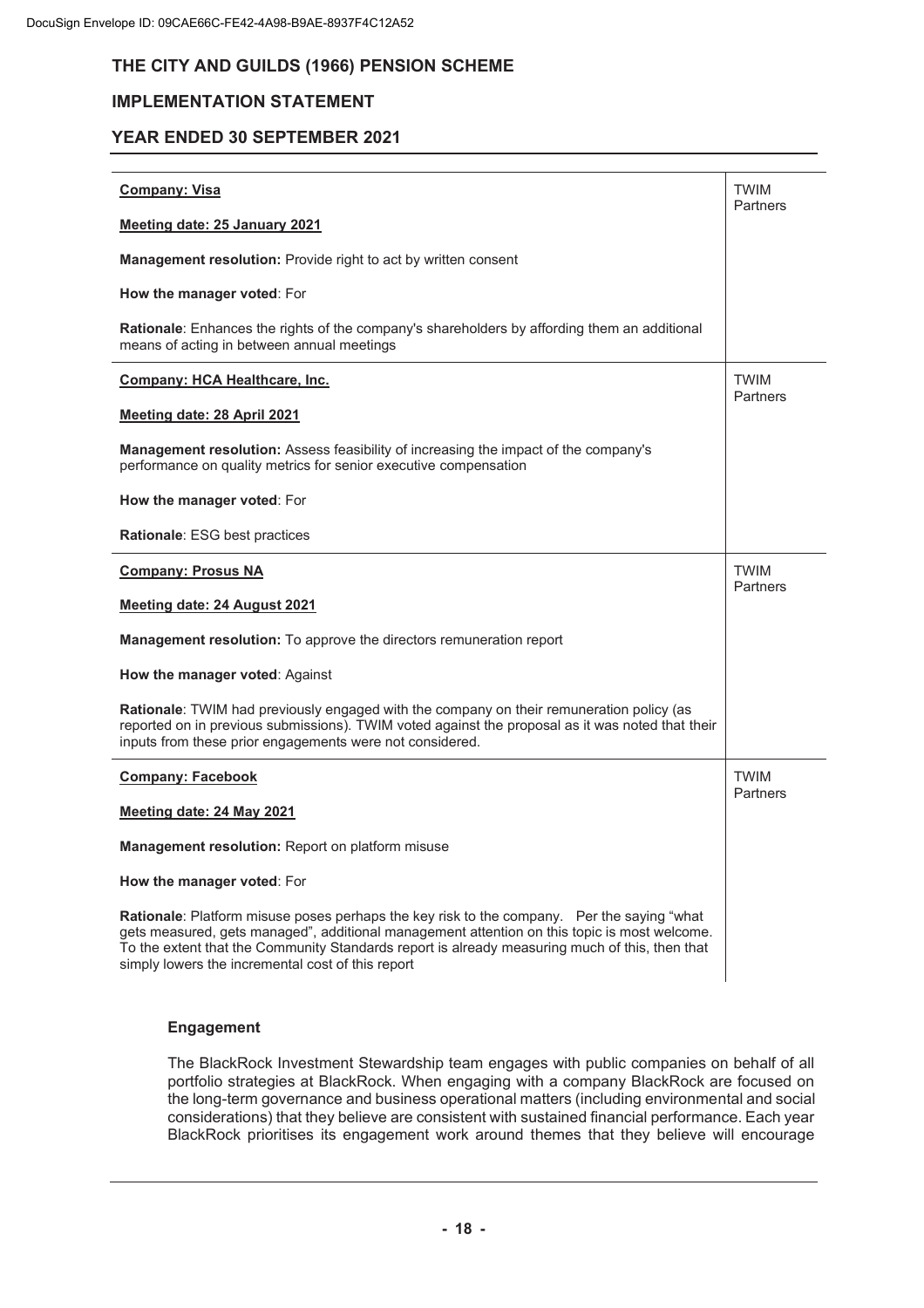| | |
|---|---|
| **Company: Visa**<br><br>**Meeting date: 25 January 2021**<br><br>**Management resolution:** Provide right to act by written consent<br><br>**How the manager voted**: For<br><br>**Rationale**: Enhances the rights of the company's shareholders by affording them an additional means of acting in between annual meetings | TWIM Partners |
| **Company: HCA Healthcare, Inc.**<br><br>**Meeting date: 28 April 2021**<br><br>**Management resolution:** Assess feasibility of increasing the impact of the company's performance on quality metrics for senior executive compensation<br><br>**How the manager voted**: For<br><br>**Rationale**: ESG best practices | TWIM Partners |
| **Company: Prosus NA**<br><br>**Meeting date: 24 August 2021**<br><br>**Management resolution:** To approve the directors remuneration report<br><br>**How the manager voted**: Against<br><br>**Rationale**: TWIM had previously engaged with the company on their remuneration policy (as reported on in previous submissions). TWIM voted against the proposal as it was noted that their inputs from these prior engagements were not considered. | TWIM Partners |
| **Company: Facebook**<br><br>**Meeting date: 24 May 2021**<br><br>**Management resolution:** Report on platform misuse<br><br>**How the manager voted**: For<br><br>**Rationale**: Platform misuse poses perhaps the key risk to the company. Per the saying "what gets measured, gets managed", additional management attention on this topic is most welcome. To the extent that the Community Standards report is already measuring much of this, then that simply lowers the incremental cost of this report | TWIM Partners |

**Engagement**

The BlackRock Investment Stewardship team engages with public companies on behalf of all portfolio strategies at BlackRock. When engaging with a company BlackRock are focused on the long-term governance and business operational matters (including environmental and social considerations) that they believe are consistent with sustained financial performance. Each year BlackRock prioritises its engagement work around themes that they believe will encourage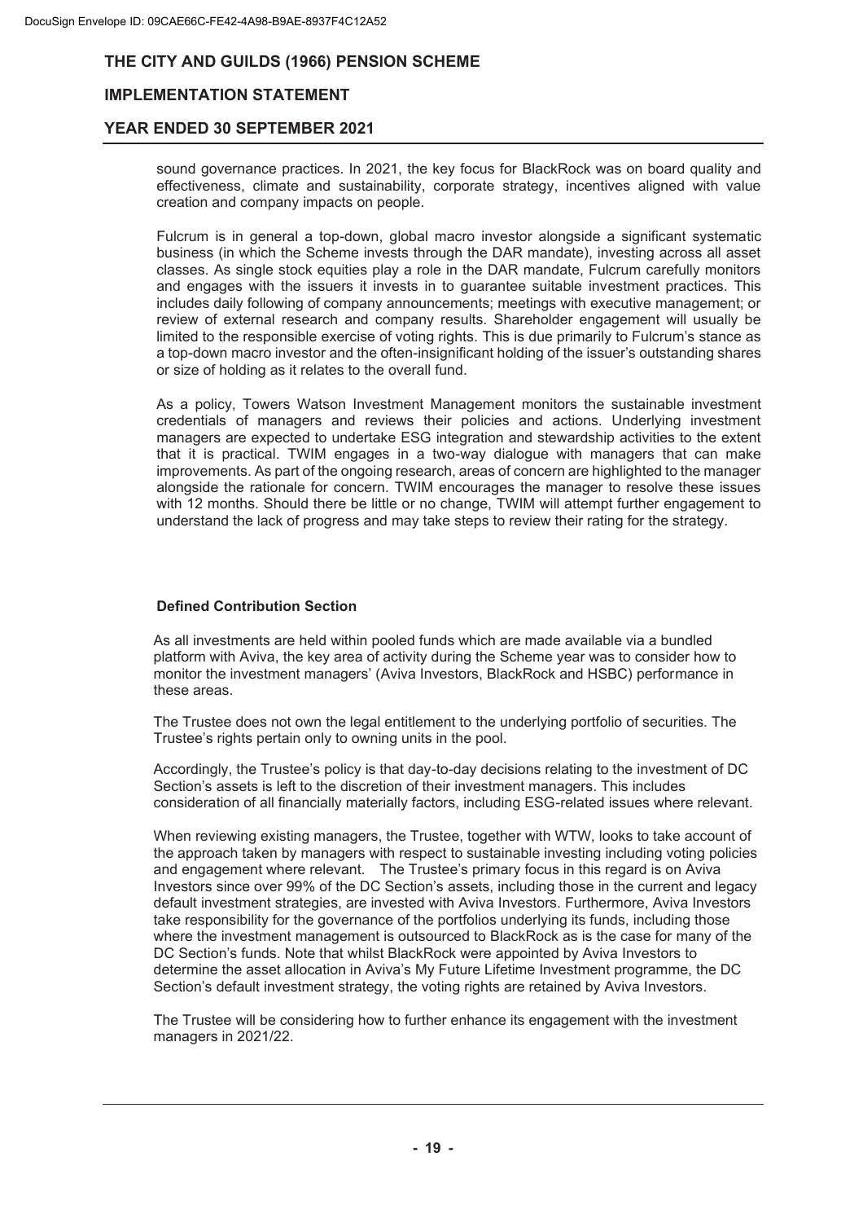sound governance practices. In 2021, the key focus for BlackRock was on board quality and effectiveness, climate and sustainability, corporate strategy, incentives aligned with value creation and company impacts on people.

Fulcrum is in general a top-down, global macro investor alongside a significant systematic business (in which the Scheme invests through the DAR mandate), investing across all asset classes. As single stock equities play a role in the DAR mandate, Fulcrum carefully monitors and engages with the issuers it invests in to guarantee suitable investment practices. This includes daily following of company announcements; meetings with executive management; or review of external research and company results. Shareholder engagement will usually be limited to the responsible exercise of voting rights. This is due primarily to Fulcrum's stance as a top-down macro investor and the often-insignificant holding of the issuer's outstanding shares or size of holding as it relates to the overall fund.

As a policy, Towers Watson Investment Management monitors the sustainable investment credentials of managers and reviews their policies and actions. Underlying investment managers are expected to undertake ESG integration and stewardship activities to the extent that it is practical. TWIM engages in a two-way dialogue with managers that can make improvements. As part of the ongoing research, areas of concern are highlighted to the manager alongside the rationale for concern. TWIM encourages the manager to resolve these issues with 12 months. Should there be little or no change, TWIM will attempt further engagement to understand the lack of progress and may take steps to review their rating for the strategy.

**Defined Contribution Section**

As all investments are held within pooled funds which are made available via a bundled platform with Aviva, the key area of activity during the Scheme year was to consider how to monitor the investment managers' (Aviva Investors, BlackRock and HSBC) performance in these areas.

The Trustee does not own the legal entitlement to the underlying portfolio of securities. The Trustee's rights pertain only to owning units in the pool.

Accordingly, the Trustee's policy is that day-to-day decisions relating to the investment of DC Section's assets is left to the discretion of their investment managers. This includes consideration of all financially materially factors, including ESG-related issues where relevant.

When reviewing existing managers, the Trustee, together with WTW, looks to take account of the approach taken by managers with respect to sustainable investing including voting policies and engagement where relevant. The Trustee's primary focus in this regard is on Aviva Investors since over 99% of the DC Section's assets, including those in the current and legacy default investment strategies, are invested with Aviva Investors. Furthermore, Aviva Investors take responsibility for the governance of the portfolios underlying its funds, including those where the investment management is outsourced to BlackRock as is the case for many of the DC Section's funds. Note that whilst BlackRock were appointed by Aviva Investors to determine the asset allocation in Aviva's My Future Lifetime Investment programme, the DC Section's default investment strategy, the voting rights are retained by Aviva Investors.

The Trustee will be considering how to further enhance its engagement with the investment managers in 2021/22.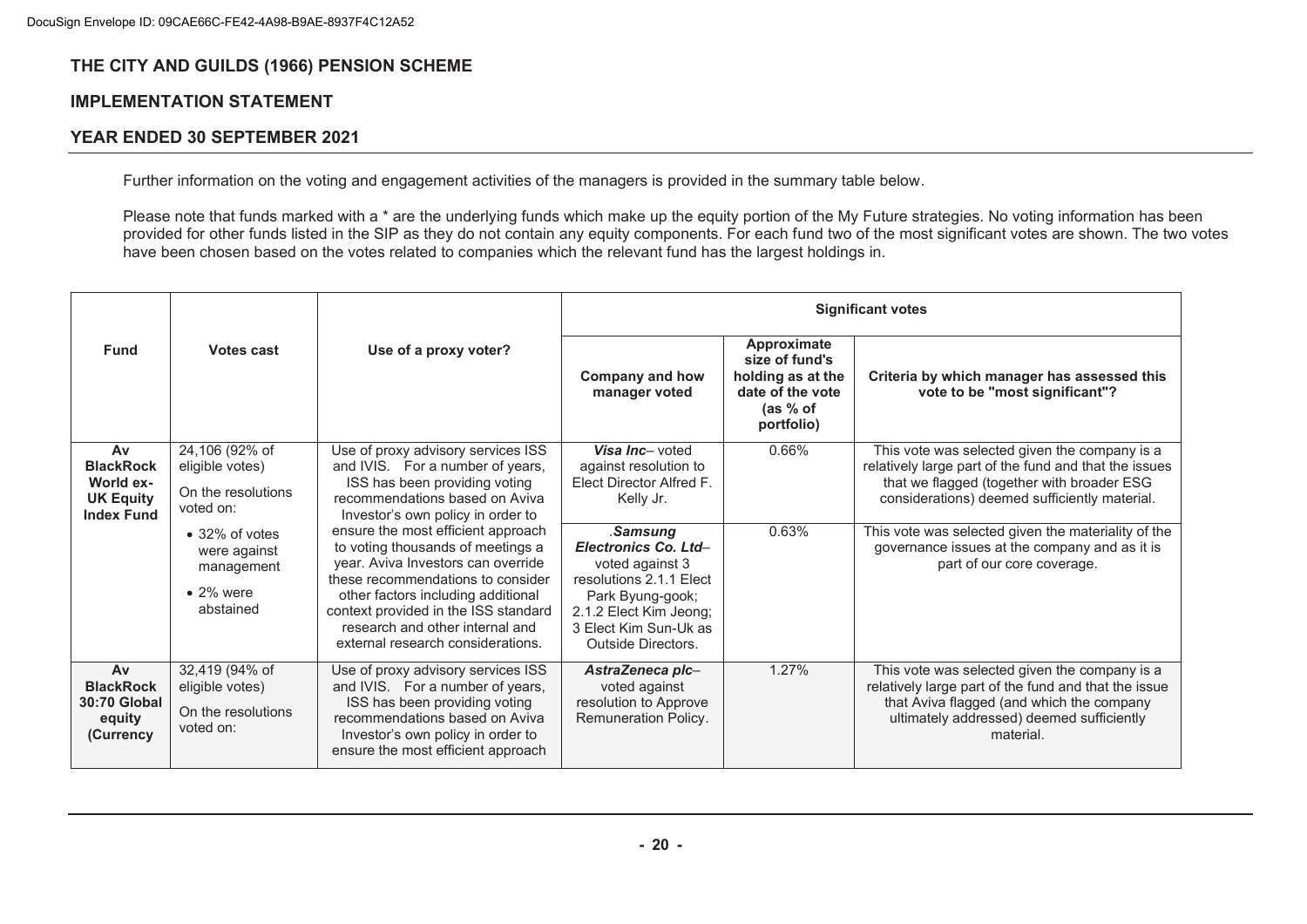DocuSign Envelope ID: 09CAE66C-FE42-4A98-B9AE-8937F4C12A52

## THE CITY AND GUILDS (1966) PENSION SCHEME

## IMPLEMENTATION STATEMENT

## YEAR ENDED 30 SEPTEMBER 2021

Further information on the voting and engagement activities of the managers is provided in the summary table below.

Please note that funds marked with a * are the underlying funds which make up the equity portion of the My Future strategies. No voting information has been provided for other funds listed in the SIP as they do not contain any equity components. For each fund two of the most significant votes are shown. The two votes have been chosen based on the votes related to companies which the relevant fund has the largest holdings in.

| Fund | Votes cast | Use of a proxy voter? | Significant votes | | |
|---|---|---|---|---|---|
| | | | **Company and how manager voted** | **Approximate size of fund's holding as at the date of the vote (as % of portfolio)** | **Criteria by which manager has assessed this vote to be "most significant"?** |
| **Av BlackRock World ex-UK Equity Index Fund** | 24,106 (92% of eligible votes)<br><br>On the resolutions voted on:<br><br>• 32% of votes were against management<br>• 2% were abstained | Use of proxy advisory services ISS and IVIS. For a number of years, ISS has been providing voting recommendations based on Aviva Investor's own policy in order to ensure the most efficient approach to voting thousands of meetings a year. Aviva Investors can override these recommendations to consider other factors including additional context provided in the ISS standard research and other internal and external research considerations. | ***Visa Inc***– voted against resolution to Elect Director Alfred F. Kelly Jr. | 0.66% | This vote was selected given the company is a relatively large part of the fund and that the issues that we flagged (together with broader ESG considerations) deemed sufficiently material. |
| | | | .***Samsung Electronics Co. Ltd***– voted against 3 resolutions 2.1.1 Elect Park Byung-gook; 2.1.2 Elect Kim Jeong; 3 Elect Kim Sun-Uk as Outside Directors. | 0.63% | This vote was selected given the materiality of the governance issues at the company and as it is part of our core coverage. |
| **Av BlackRock 30:70 Global equity (Currency** | 32,419 (94% of eligible votes)<br><br>On the resolutions voted on: | Use of proxy advisory services ISS and IVIS. For a number of years, ISS has been providing voting recommendations based on Aviva Investor's own policy in order to ensure the most efficient approach | ***AstraZeneca plc***– voted against resolution to Approve Remuneration Policy. | 1.27% | This vote was selected given the company is a relatively large part of the fund and that the issue that Aviva flagged (and which the company ultimately addressed) deemed sufficiently material. |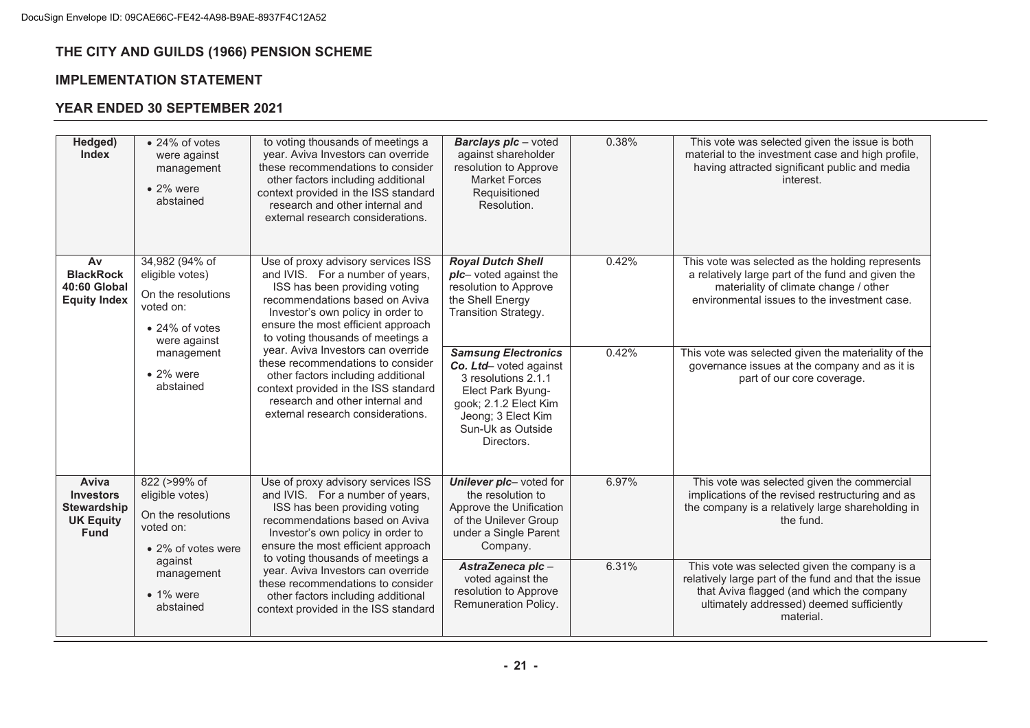# THE CITY AND GUILDS (1966) PENSION SCHEME

## IMPLEMENTATION STATEMENT

## YEAR ENDED 30 SEPTEMBER 2021

| | | | | | |
|---|---|---|---|---|---|
| **Hedged) Index** | • 24% of votes were against management<br>• 2% were abstained | to voting thousands of meetings a year. Aviva Investors can override these recommendations to consider other factors including additional context provided in the ISS standard research and other internal and external research considerations. | ***Barclays plc*** – voted against shareholder resolution to Approve Market Forces Requisitioned Resolution. | 0.38% | This vote was selected given the issue is both material to the investment case and high profile, having attracted significant public and media interest. |
| **Av BlackRock 40:60 Global Equity Index** | 34,982 (94% of eligible votes)<br>On the resolutions voted on:<br>• 24% of votes were against management<br>• 2% were abstained | Use of proxy advisory services ISS and IVIS. For a number of years, ISS has been providing voting recommendations based on Aviva Investor's own policy in order to ensure the most efficient approach to voting thousands of meetings a year. Aviva Investors can override these recommendations to consider other factors including additional context provided in the ISS standard research and other internal and external research considerations. | ***Royal Dutch Shell plc***– voted against the resolution to Approve the Shell Energy Transition Strategy. | 0.42% | This vote was selected as the holding represents a relatively large part of the fund and given the materiality of climate change / other environmental issues to the investment case. |
| | | | ***Samsung Electronics Co. Ltd***– voted against 3 resolutions 2.1.1 Elect Park Byung-gook; 2.1.2 Elect Kim Jeong; 3 Elect Kim Sun-Uk as Outside Directors. | 0.42% | This vote was selected given the materiality of the governance issues at the company and as it is part of our core coverage. |
| **Aviva Investors Stewardship UK Equity Fund** | 822 (>99% of eligible votes)<br>On the resolutions voted on:<br>• 2% of votes were against management<br>• 1% were abstained | Use of proxy advisory services ISS and IVIS. For a number of years, ISS has been providing voting recommendations based on Aviva Investor's own policy in order to ensure the most efficient approach to voting thousands of meetings a year. Aviva Investors can override these recommendations to consider other factors including additional context provided in the ISS standard | ***Unilever plc***– voted for the resolution to Approve the Unification of the Unilever Group under a Single Parent Company. | 6.97% | This vote was selected given the commercial implications of the revised restructuring and as the company is a relatively large shareholding in the fund. |
| | | | ***AstraZeneca plc*** – voted against the resolution to Approve Remuneration Policy. | 6.31% | This vote was selected given the company is a relatively large part of the fund and that the issue that Aviva flagged (and which the company ultimately addressed) deemed sufficiently material. |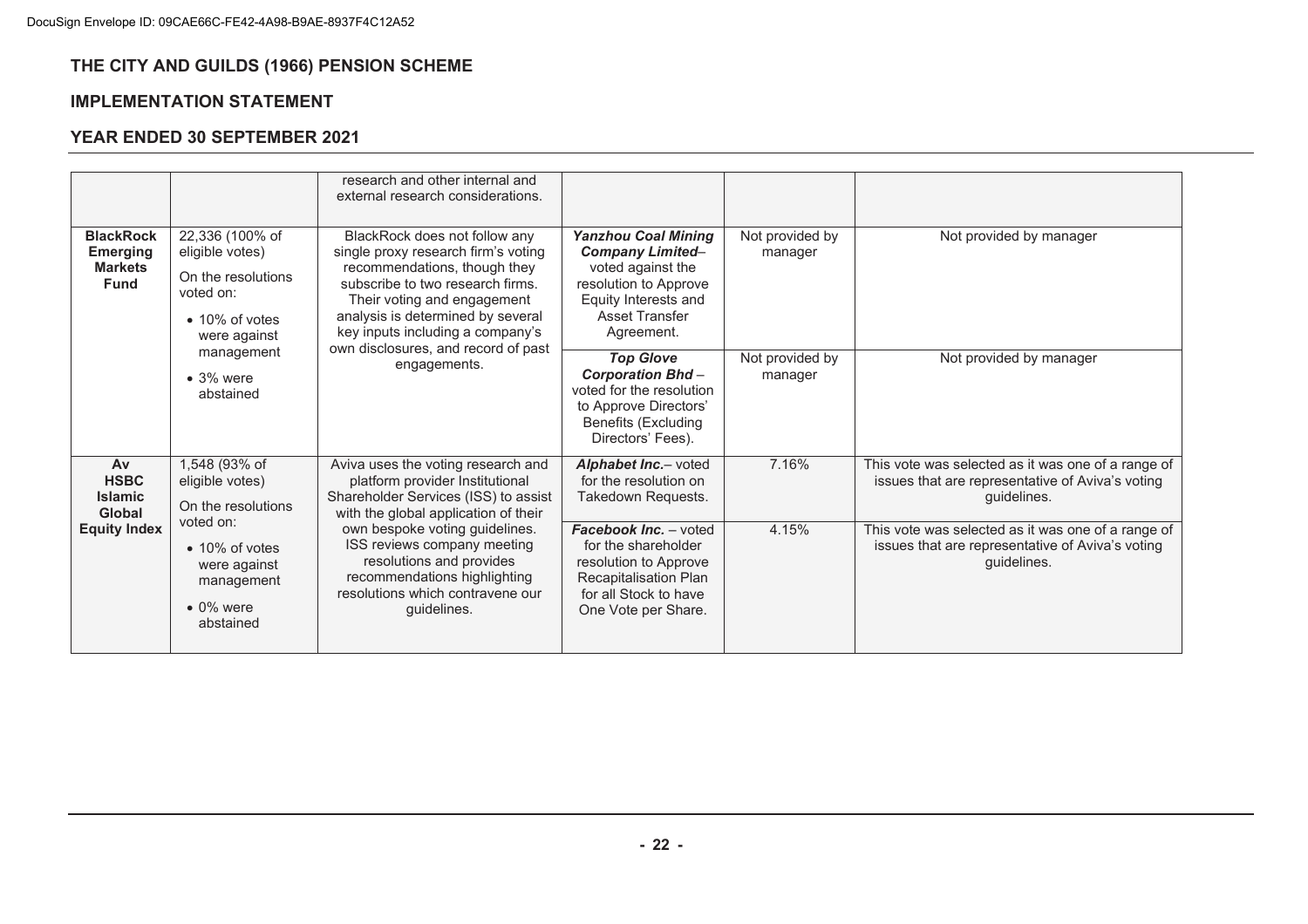THE CITY AND GUILDS (1966) PENSION SCHEME

IMPLEMENTATION STATEMENT

YEAR ENDED 30 SEPTEMBER 2021

| | | | | | |
|---|---|---|---|---|---|
| | | research and other internal and external research considerations. | | | |
| **BlackRock Emerging Markets Fund** | 22,336 (100% of eligible votes)<br><br>On the resolutions voted on:<br><br>• 10% of votes were against management<br><br>• 3% were abstained | BlackRock does not follow any single proxy research firm's voting recommendations, though they subscribe to two research firms. Their voting and engagement analysis is determined by several key inputs including a company's own disclosures, and record of past engagements. | ***Yanzhou Coal Mining Company Limited***– voted against the resolution to Approve Equity Interests and Asset Transfer Agreement. | Not provided by manager | Not provided by manager |
| | | | ***Top Glove Corporation Bhd*** – voted for the resolution to Approve Directors' Benefits (Excluding Directors' Fees). | Not provided by manager | Not provided by manager |
| **Av HSBC Islamic Global Equity Index** | 1,548 (93% of eligible votes)<br><br>On the resolutions voted on:<br><br>• 10% of votes were against management<br><br>• 0% were abstained | Aviva uses the voting research and platform provider Institutional Shareholder Services (ISS) to assist with the global application of their own bespoke voting guidelines. ISS reviews company meeting resolutions and provides recommendations highlighting resolutions which contravene our guidelines. | ***Alphabet Inc.***– voted for the resolution on Takedown Requests. | 7.16% | This vote was selected as it was one of a range of issues that are representative of Aviva's voting guidelines. |
| | | | ***Facebook Inc.*** – voted for the shareholder resolution to Approve Recapitalisation Plan for all Stock to have One Vote per Share. | 4.15% | This vote was selected as it was one of a range of issues that are representative of Aviva's voting guidelines. |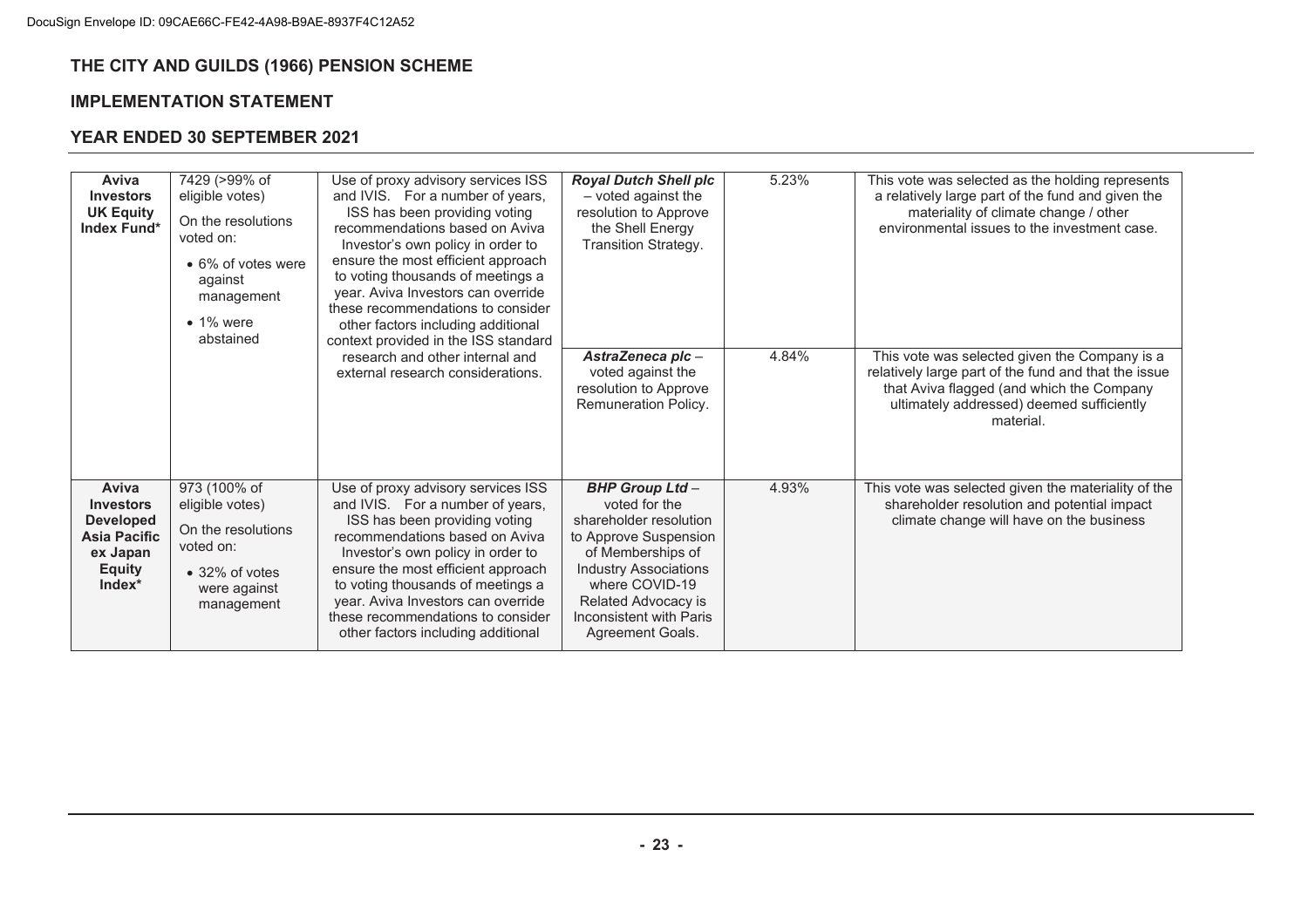**THE CITY AND GUILDS (1966) PENSION SCHEME**

**IMPLEMENTATION STATEMENT**

**YEAR ENDED 30 SEPTEMBER 2021**

| | | | | | |
|---|---|---|---|---|---|
| **Aviva Investors UK Equity Index Fund*** | 7429 (>99% of eligible votes)<br>On the resolutions voted on:<br>• 6% of votes were against management<br>• 1% were abstained | Use of proxy advisory services ISS and IVIS. For a number of years, ISS has been providing voting recommendations based on Aviva Investor's own policy in order to ensure the most efficient approach to voting thousands of meetings a year. Aviva Investors can override these recommendations to consider other factors including additional context provided in the ISS standard research and other internal and external research considerations. | ***Royal Dutch Shell plc*** – voted against the resolution to Approve the Shell Energy Transition Strategy. | 5.23% | This vote was selected as the holding represents a relatively large part of the fund and given the materiality of climate change / other environmental issues to the investment case. |
| | | | ***AstraZeneca plc*** – voted against the resolution to Approve Remuneration Policy. | 4.84% | This vote was selected given the Company is a relatively large part of the fund and that the issue that Aviva flagged (and which the Company ultimately addressed) deemed sufficiently material. |
| **Aviva Investors Developed Asia Pacific ex Japan Equity Index*** | 973 (100% of eligible votes)<br>On the resolutions voted on:<br>• 32% of votes were against management | Use of proxy advisory services ISS and IVIS. For a number of years, ISS has been providing voting recommendations based on Aviva Investor's own policy in order to ensure the most efficient approach to voting thousands of meetings a year. Aviva Investors can override these recommendations to consider other factors including additional | ***BHP Group Ltd*** – voted for the shareholder resolution to Approve Suspension of Memberships of Industry Associations where COVID-19 Related Advocacy is Inconsistent with Paris Agreement Goals. | 4.93% | This vote was selected given the materiality of the shareholder resolution and potential impact climate change will have on the business |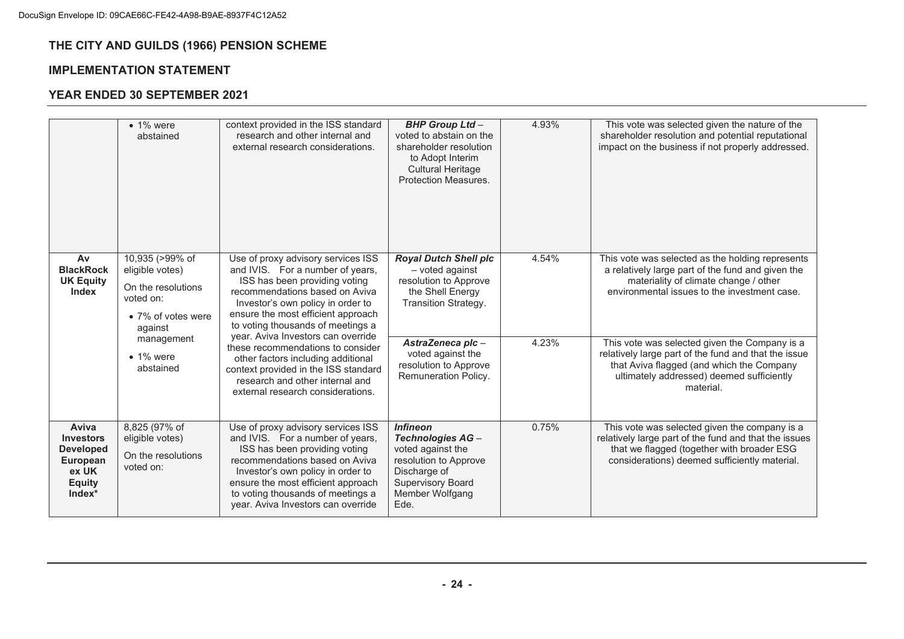**THE CITY AND GUILDS (1966) PENSION SCHEME**

**IMPLEMENTATION STATEMENT**

**YEAR ENDED 30 SEPTEMBER 2021**

| | | | | | |
|---|---|---|---|---|---|
| | • 1% were abstained | context provided in the ISS standard research and other internal and external research considerations. | ***BHP Group Ltd*** – voted to abstain on the shareholder resolution to Adopt Interim Cultural Heritage Protection Measures. | 4.93% | This vote was selected given the nature of the shareholder resolution and potential reputational impact on the business if not properly addressed. |
| **Av BlackRock UK Equity Index** | 10,935 (>99% of eligible votes)<br>On the resolutions voted on:<br>• 7% of votes were against management<br>• 1% were abstained | Use of proxy advisory services ISS and IVIS. For a number of years, ISS has been providing voting recommendations based on Aviva Investor's own policy in order to ensure the most efficient approach to voting thousands of meetings a year. Aviva Investors can override these recommendations to consider other factors including additional context provided in the ISS standard research and other internal and external research considerations. | ***Royal Dutch Shell plc*** – voted against resolution to Approve the Shell Energy Transition Strategy. | 4.54% | This vote was selected as the holding represents a relatively large part of the fund and given the materiality of climate change / other environmental issues to the investment case. |
| | | | ***AstraZeneca plc*** – voted against the resolution to Approve Remuneration Policy. | 4.23% | This vote was selected given the Company is a relatively large part of the fund and that the issue that Aviva flagged (and which the Company ultimately addressed) deemed sufficiently material. |
| **Aviva Investors Developed European ex UK Equity Index*** | 8,825 (97% of eligible votes)<br>On the resolutions voted on: | Use of proxy advisory services ISS and IVIS. For a number of years, ISS has been providing voting recommendations based on Aviva Investor's own policy in order to ensure the most efficient approach to voting thousands of meetings a year. Aviva Investors can override | ***Infineon Technologies AG*** – voted against the resolution to Approve Discharge of Supervisory Board Member Wolfgang Ede. | 0.75% | This vote was selected given the company is a relatively large part of the fund and that the issues that we flagged (together with broader ESG considerations) deemed sufficiently material. |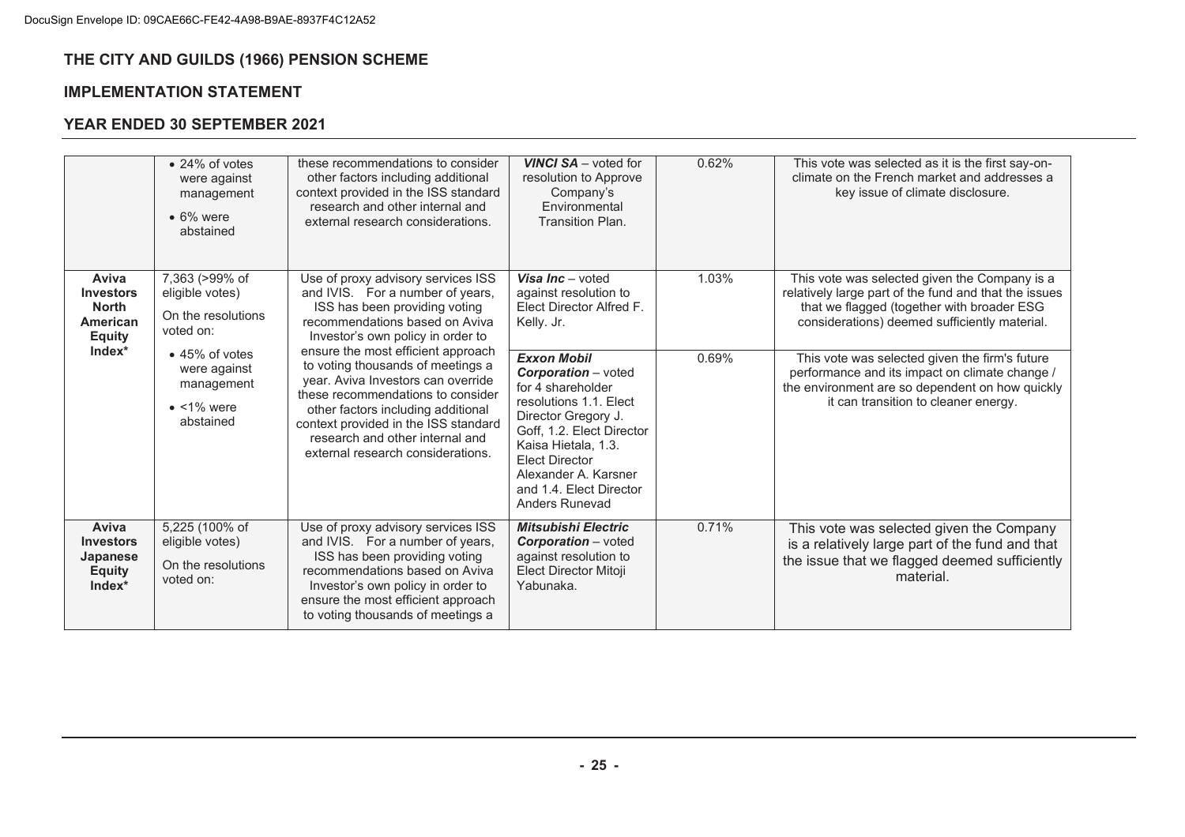# THE CITY AND GUILDS (1966) PENSION SCHEME

## IMPLEMENTATION STATEMENT

## YEAR ENDED 30 SEPTEMBER 2021

| | | | | | |
|---|---|---|---|---|---|
| | • 24% of votes were against management<br>• 6% were abstained | these recommendations to consider other factors including additional context provided in the ISS standard research and other internal and external research considerations. | ***VINCI SA*** – voted for resolution to Approve Company's Environmental Transition Plan. | 0.62% | This vote was selected as it is the first say-on-climate on the French market and addresses a key issue of climate disclosure. |
| **Aviva Investors North American Equity Index*** | 7,363 (>99% of eligible votes)<br>On the resolutions voted on:<br>• 45% of votes were against management<br>• <1% were abstained | Use of proxy advisory services ISS and IVIS. For a number of years, ISS has been providing voting recommendations based on Aviva Investor's own policy in order to ensure the most efficient approach to voting thousands of meetings a year. Aviva Investors can override these recommendations to consider other factors including additional context provided in the ISS standard research and other internal and external research considerations. | ***Visa Inc*** – voted against resolution to Elect Director Alfred F. Kelly. Jr. | 1.03% | This vote was selected given the Company is a relatively large part of the fund and that the issues that we flagged (together with broader ESG considerations) deemed sufficiently material. |
| | | | ***Exxon Mobil Corporation*** – voted for 4 shareholder resolutions 1.1. Elect Director Gregory J. Goff, 1.2. Elect Director Kaisa Hietala, 1.3. Elect Director Alexander A. Karsner and 1.4. Elect Director Anders Runevad | 0.69% | This vote was selected given the firm's future performance and its impact on climate change / the environment are so dependent on how quickly it can transition to cleaner energy. |
| **Aviva Investors Japanese Equity Index*** | 5,225 (100% of eligible votes)<br>On the resolutions voted on: | Use of proxy advisory services ISS and IVIS. For a number of years, ISS has been providing voting recommendations based on Aviva Investor's own policy in order to ensure the most efficient approach to voting thousands of meetings a | ***Mitsubishi Electric Corporation*** – voted against resolution to Elect Director Mitoji Yabunaka. | 0.71% | This vote was selected given the Company is a relatively large part of the fund and that the issue that we flagged deemed sufficiently material. |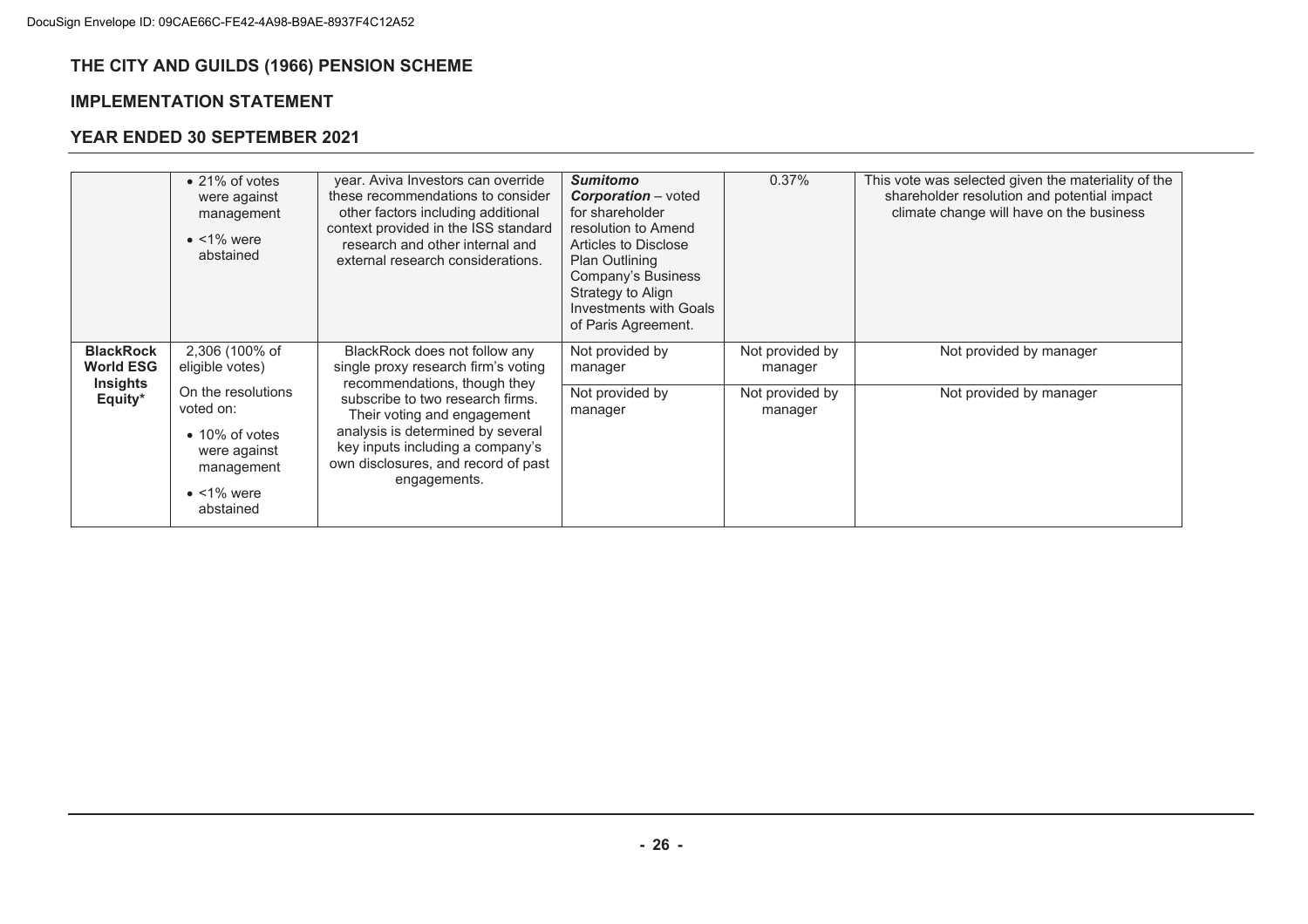# THE CITY AND GUILDS (1966) PENSION SCHEME

## IMPLEMENTATION STATEMENT

## YEAR ENDED 30 SEPTEMBER 2021

| | | | | | |
|---|---|---|---|---|---|
| | • 21% of votes were against management<br>• <1% were abstained | year. Aviva Investors can override these recommendations to consider other factors including additional context provided in the ISS standard research and other internal and external research considerations. | ***Sumitomo Corporation*** – voted for shareholder resolution to Amend Articles to Disclose Plan Outlining Company's Business Strategy to Align Investments with Goals of Paris Agreement. | 0.37% | This vote was selected given the materiality of the shareholder resolution and potential impact climate change will have on the business |
| **BlackRock World ESG Insights Equity*** | 2,306 (100% of eligible votes)<br>On the resolutions voted on:<br>• 10% of votes were against management<br>• <1% were abstained | BlackRock does not follow any single proxy research firm's voting recommendations, though they subscribe to two research firms. Their voting and engagement analysis is determined by several key inputs including a company's own disclosures, and record of past engagements. | Not provided by manager<br><br>Not provided by manager | Not provided by manager<br><br>Not provided by manager | Not provided by manager<br><br>Not provided by manager |